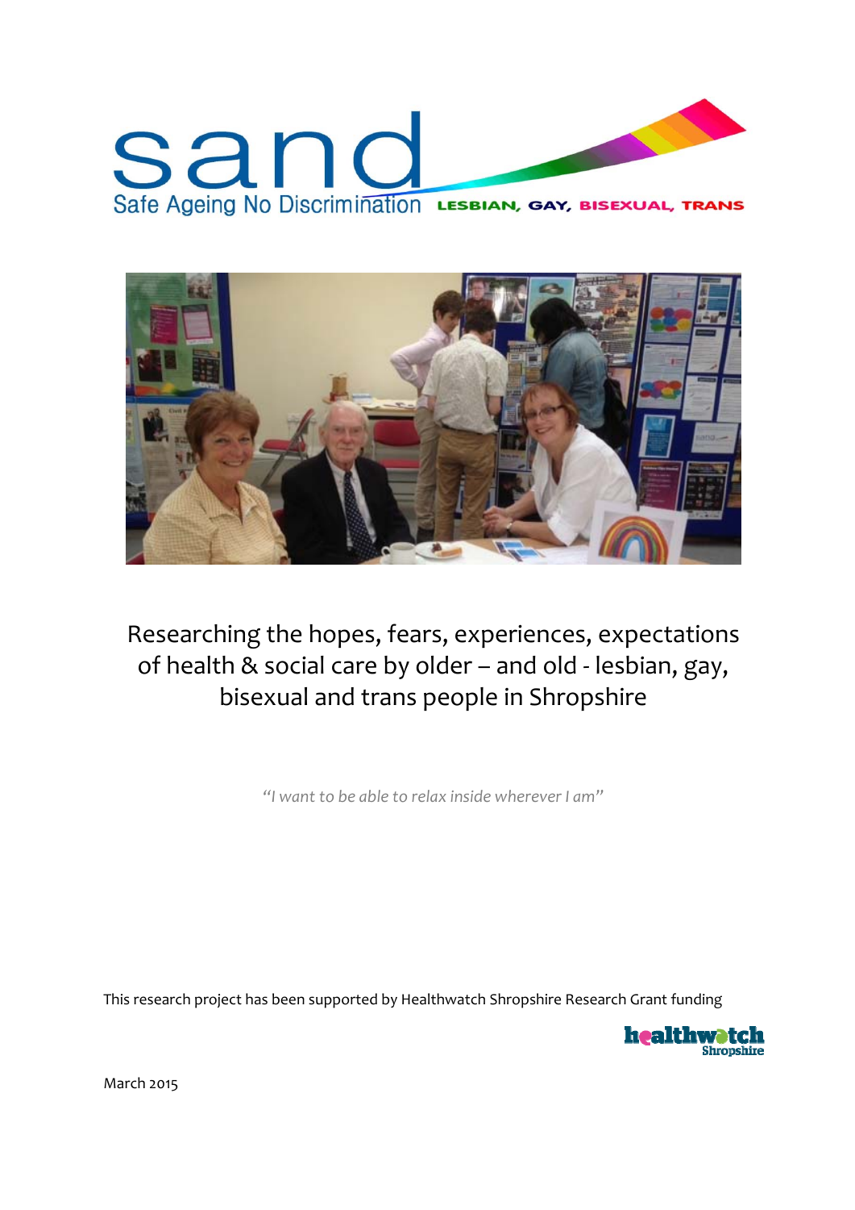# sand

Safe Ageing No Discrimination LESBIAN, GAY, BISEXUAL, TRANS

Researching the hopes, fears, experiences, expectations of health & social care by older – and old - lesbian, gay, bisexual and trans people in Shropshire

*"I want to be able to relax inside wherever I am"*

This research project has been supported by Healthwatch Shropshire Research Grant funding

healthwatch Shropshire

March 2015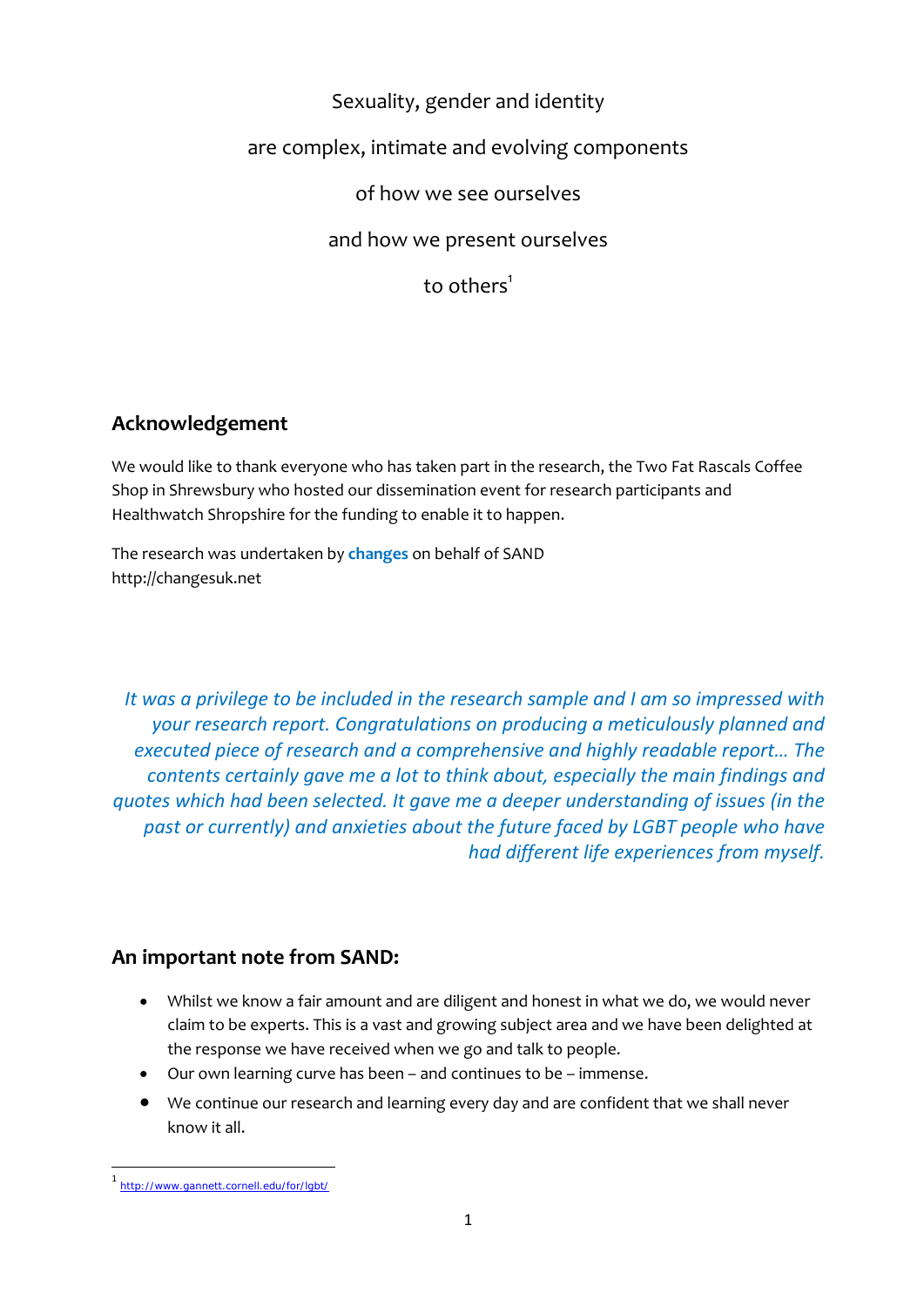Sexuality, gender and identity

are complex, intimate and evolving components

of how we see ourselves

and how we present ourselves

to others[1]

## Acknowledgement

We would like to thank everyone who has taken part in the research, the Two Fat Rascals Coffee Shop in Shrewsbury who hosted our dissemination event for research participants and Healthwatch Shropshire for the funding to enable it to happen.

The research was undertaken by **changes** on behalf of SAND
http://changesuk.net

*It was a privilege to be included in the research sample and I am so impressed with your research report. Congratulations on producing a meticulously planned and executed piece of research and a comprehensive and highly readable report... The contents certainly gave me a lot to think about, especially the main findings and quotes which had been selected. It gave me a deeper understanding of issues (in the past or currently) and anxieties about the future faced by LGBT people who have had different life experiences from myself.*

## An important note from SAND:

- Whilst we know a fair amount and are diligent and honest in what we do, we would never claim to be experts. This is a vast and growing subject area and we have been delighted at the response we have received when we go and talk to people.
- Our own learning curve has been – and continues to be – immense.
- We continue our research and learning every day and are confident that we shall never know it all.

[1] http://www.gannett.cornell.edu/for/lgbt/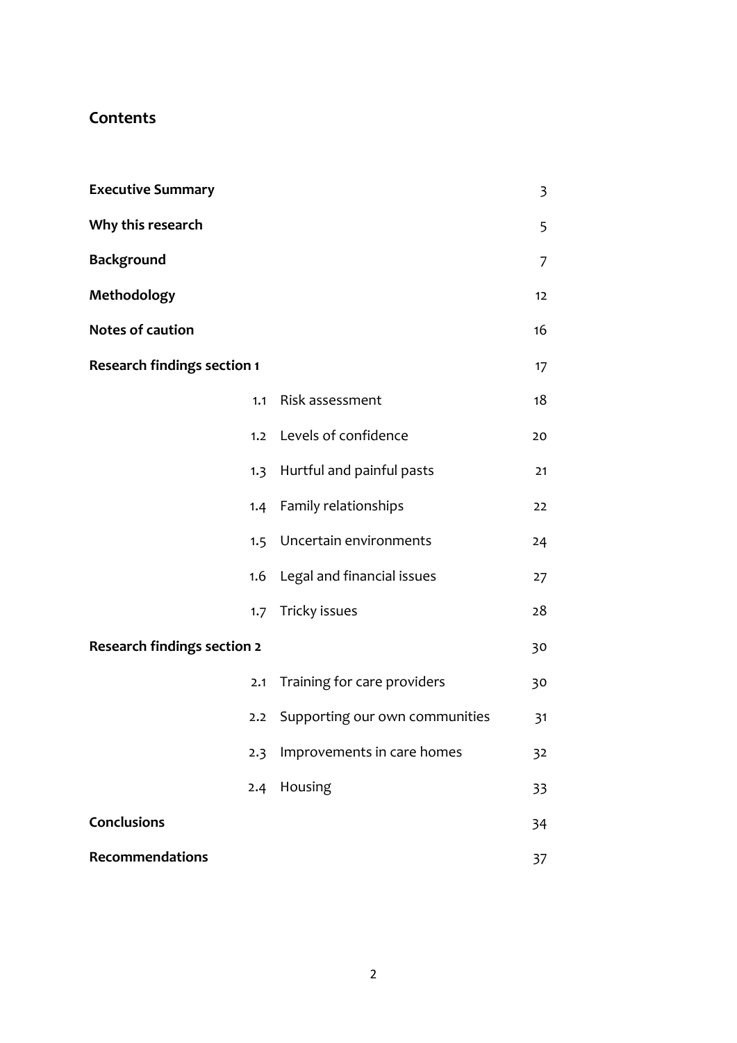## Contents

| | | |
|---|---|---|
| **Executive Summary** | | 3 |
| **Why this research** | | 5 |
| **Background** | | 7 |
| **Methodology** | | 12 |
| **Notes of caution** | | 16 |
| **Research findings section 1** | | 17 |
| 1.1 | Risk assessment | 18 |
| 1.2 | Levels of confidence | 20 |
| 1.3 | Hurtful and painful pasts | 21 |
| 1.4 | Family relationships | 22 |
| 1.5 | Uncertain environments | 24 |
| 1.6 | Legal and financial issues | 27 |
| 1.7 | Tricky issues | 28 |
| **Research findings section 2** | | 30 |
| 2.1 | Training for care providers | 30 |
| 2.2 | Supporting our own communities | 31 |
| 2.3 | Improvements in care homes | 32 |
| 2.4 | Housing | 33 |
| **Conclusions** | | 34 |
| **Recommendations** | | 37 |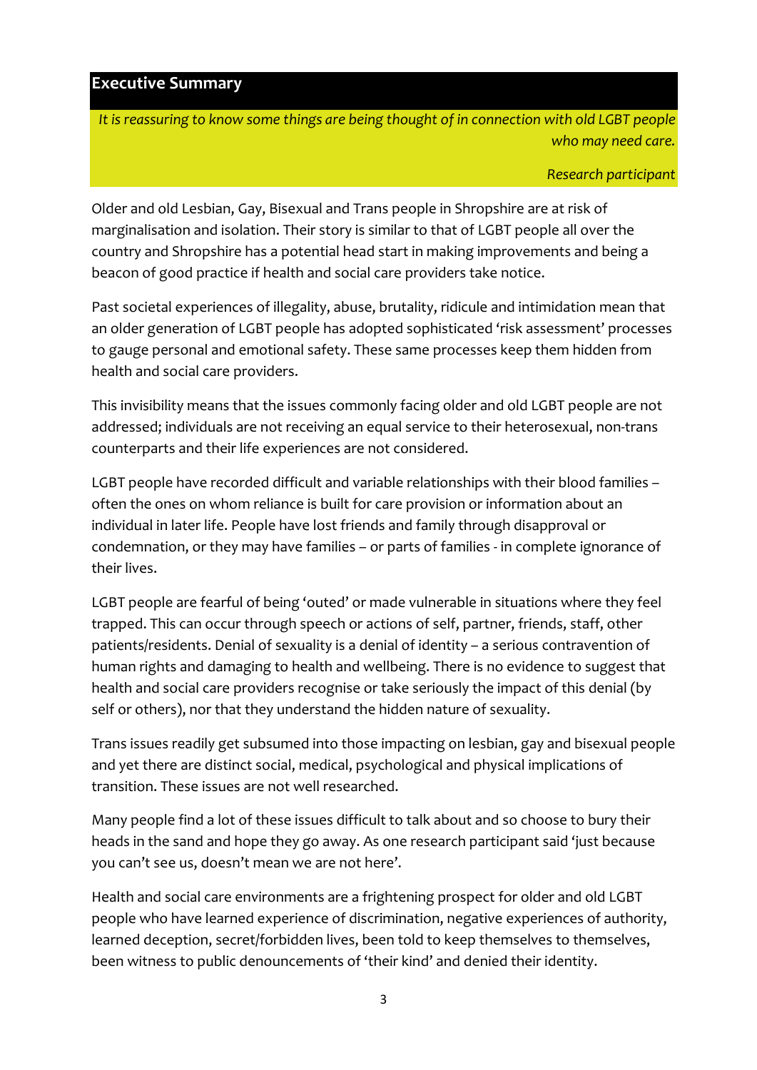## Executive Summary

> *It is reassuring to know some things are being thought of in connection with old LGBT people who may need care.*
>
> *Research participant*

Older and old Lesbian, Gay, Bisexual and Trans people in Shropshire are at risk of marginalisation and isolation. Their story is similar to that of LGBT people all over the country and Shropshire has a potential head start in making improvements and being a beacon of good practice if health and social care providers take notice.

Past societal experiences of illegality, abuse, brutality, ridicule and intimidation mean that an older generation of LGBT people has adopted sophisticated 'risk assessment' processes to gauge personal and emotional safety. These same processes keep them hidden from health and social care providers.

This invisibility means that the issues commonly facing older and old LGBT people are not addressed; individuals are not receiving an equal service to their heterosexual, non-trans counterparts and their life experiences are not considered.

LGBT people have recorded difficult and variable relationships with their blood families – often the ones on whom reliance is built for care provision or information about an individual in later life. People have lost friends and family through disapproval or condemnation, or they may have families – or parts of families - in complete ignorance of their lives.

LGBT people are fearful of being 'outed' or made vulnerable in situations where they feel trapped. This can occur through speech or actions of self, partner, friends, staff, other patients/residents. Denial of sexuality is a denial of identity – a serious contravention of human rights and damaging to health and wellbeing. There is no evidence to suggest that health and social care providers recognise or take seriously the impact of this denial (by self or others), nor that they understand the hidden nature of sexuality.

Trans issues readily get subsumed into those impacting on lesbian, gay and bisexual people and yet there are distinct social, medical, psychological and physical implications of transition. These issues are not well researched.

Many people find a lot of these issues difficult to talk about and so choose to bury their heads in the sand and hope they go away. As one research participant said 'just because you can't see us, doesn't mean we are not here'.

Health and social care environments are a frightening prospect for older and old LGBT people who have learned experience of discrimination, negative experiences of authority, learned deception, secret/forbidden lives, been told to keep themselves to themselves, been witness to public denouncements of 'their kind' and denied their identity.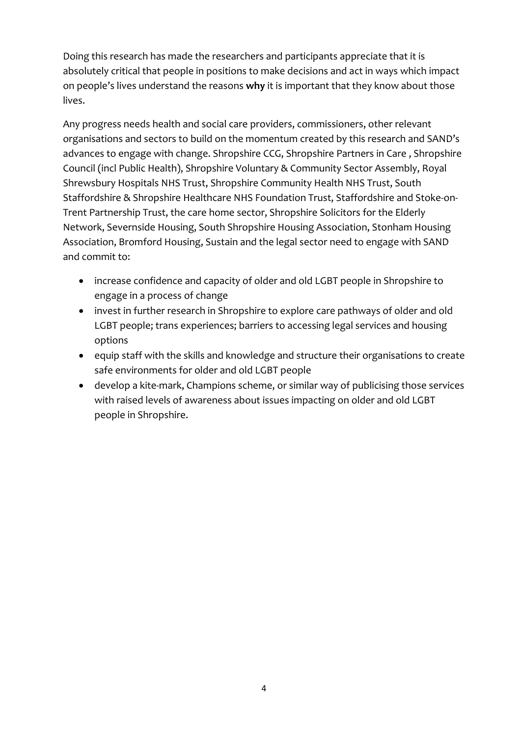Doing this research has made the researchers and participants appreciate that it is absolutely critical that people in positions to make decisions and act in ways which impact on people's lives understand the reasons **why** it is important that they know about those lives.

Any progress needs health and social care providers, commissioners, other relevant organisations and sectors to build on the momentum created by this research and SAND's advances to engage with change. Shropshire CCG, Shropshire Partners in Care , Shropshire Council (incl Public Health), Shropshire Voluntary & Community Sector Assembly, Royal Shrewsbury Hospitals NHS Trust, Shropshire Community Health NHS Trust, South Staffordshire & Shropshire Healthcare NHS Foundation Trust, Staffordshire and Stoke-on-Trent Partnership Trust, the care home sector, Shropshire Solicitors for the Elderly Network, Severnside Housing, South Shropshire Housing Association, Stonham Housing Association, Bromford Housing, Sustain and the legal sector need to engage with SAND and commit to:

- increase confidence and capacity of older and old LGBT people in Shropshire to engage in a process of change
- invest in further research in Shropshire to explore care pathways of older and old LGBT people; trans experiences; barriers to accessing legal services and housing options
- equip staff with the skills and knowledge and structure their organisations to create safe environments for older and old LGBT people
- develop a kite-mark, Champions scheme, or similar way of publicising those services with raised levels of awareness about issues impacting on older and old LGBT people in Shropshire.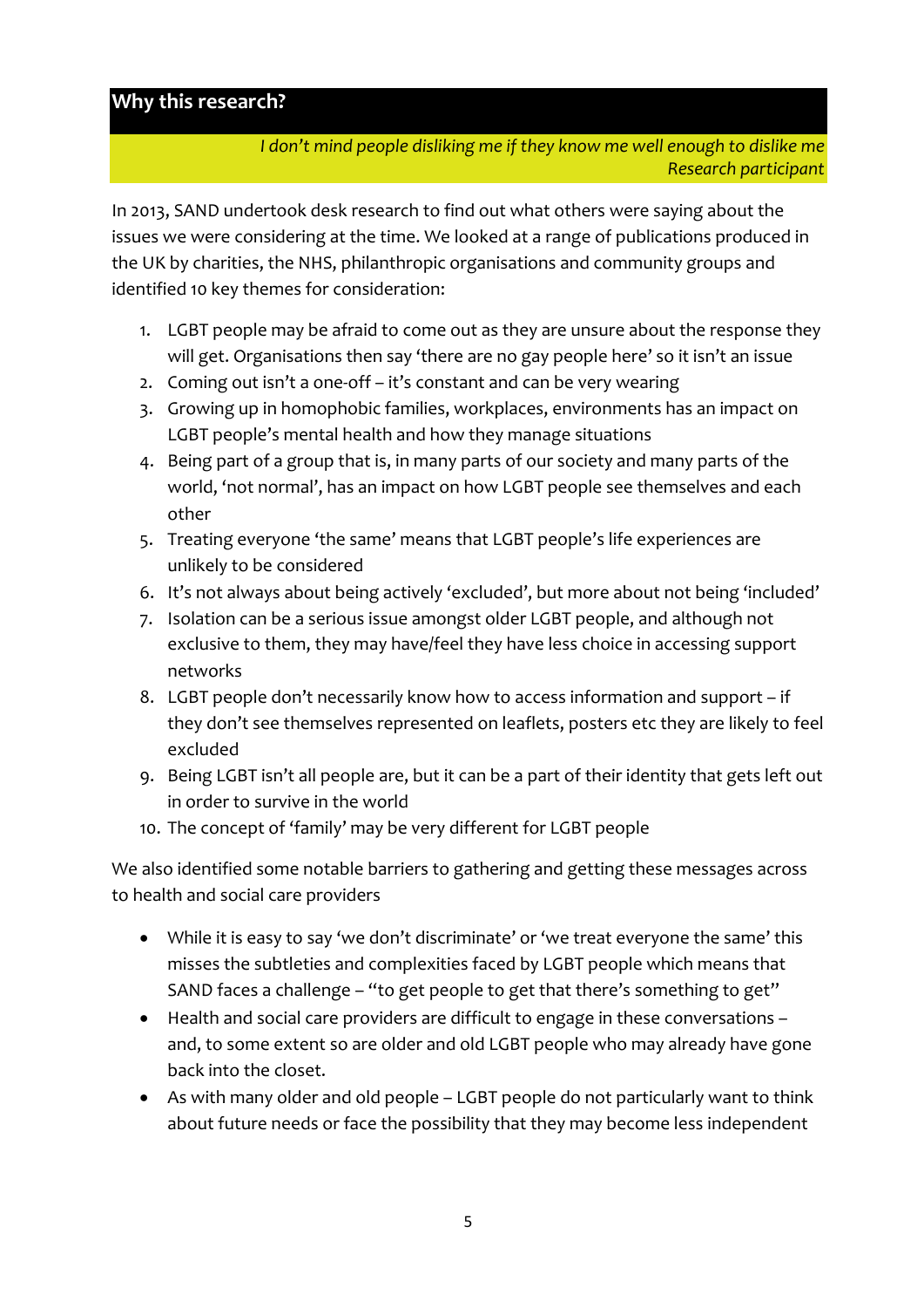## Why this research?

*I don't mind people disliking me if they know me well enough to dislike me*
*Research participant*

In 2013, SAND undertook desk research to find out what others were saying about the issues we were considering at the time. We looked at a range of publications produced in the UK by charities, the NHS, philanthropic organisations and community groups and identified 10 key themes for consideration:

1. LGBT people may be afraid to come out as they are unsure about the response they will get. Organisations then say 'there are no gay people here' so it isn't an issue
2. Coming out isn't a one-off – it's constant and can be very wearing
3. Growing up in homophobic families, workplaces, environments has an impact on LGBT people's mental health and how they manage situations
4. Being part of a group that is, in many parts of our society and many parts of the world, 'not normal', has an impact on how LGBT people see themselves and each other
5. Treating everyone 'the same' means that LGBT people's life experiences are unlikely to be considered
6. It's not always about being actively 'excluded', but more about not being 'included'
7. Isolation can be a serious issue amongst older LGBT people, and although not exclusive to them, they may have/feel they have less choice in accessing support networks
8. LGBT people don't necessarily know how to access information and support – if they don't see themselves represented on leaflets, posters etc they are likely to feel excluded
9. Being LGBT isn't all people are, but it can be a part of their identity that gets left out in order to survive in the world
10. The concept of 'family' may be very different for LGBT people

We also identified some notable barriers to gathering and getting these messages across to health and social care providers

- While it is easy to say 'we don't discriminate' or 'we treat everyone the same' this misses the subtleties and complexities faced by LGBT people which means that SAND faces a challenge – "to get people to get that there's something to get"
- Health and social care providers are difficult to engage in these conversations – and, to some extent so are older and old LGBT people who may already have gone back into the closet.
- As with many older and old people – LGBT people do not particularly want to think about future needs or face the possibility that they may become less independent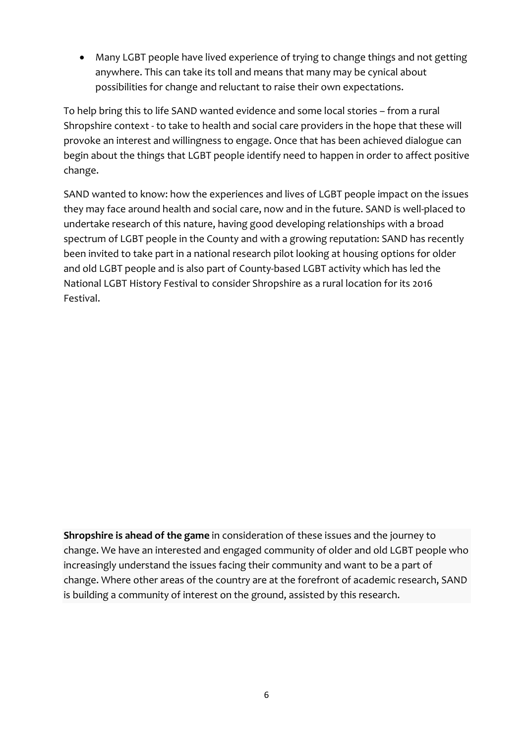- Many LGBT people have lived experience of trying to change things and not getting anywhere. This can take its toll and means that many may be cynical about possibilities for change and reluctant to raise their own expectations.

To help bring this to life SAND wanted evidence and some local stories – from a rural Shropshire context - to take to health and social care providers in the hope that these will provoke an interest and willingness to engage. Once that has been achieved dialogue can begin about the things that LGBT people identify need to happen in order to affect positive change.

SAND wanted to know: how the experiences and lives of LGBT people impact on the issues they may face around health and social care, now and in the future. SAND is well-placed to undertake research of this nature, having good developing relationships with a broad spectrum of LGBT people in the County and with a growing reputation: SAND has recently been invited to take part in a national research pilot looking at housing options for older and old LGBT people and is also part of County-based LGBT activity which has led the National LGBT History Festival to consider Shropshire as a rural location for its 2016 Festival.

**Shropshire is ahead of the game** in consideration of these issues and the journey to change. We have an interested and engaged community of older and old LGBT people who increasingly understand the issues facing their community and want to be a part of change. Where other areas of the country are at the forefront of academic research, SAND is building a community of interest on the ground, assisted by this research.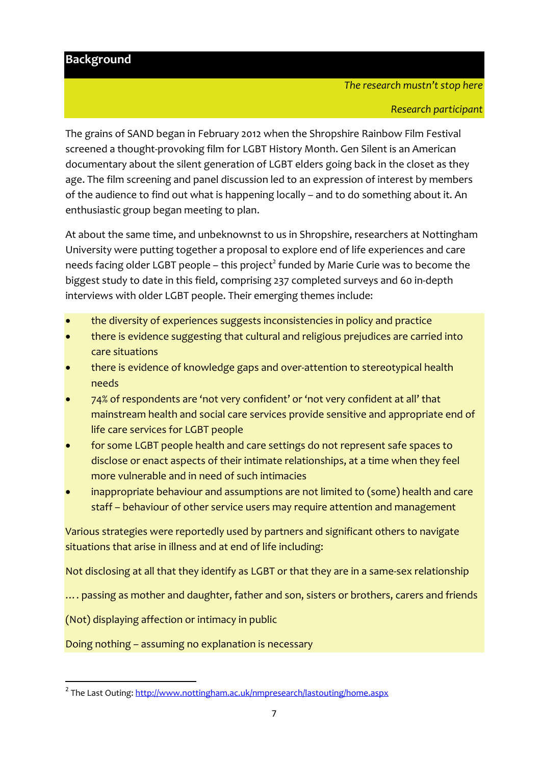## Background

*The research mustn't stop here*

*Research participant*

The grains of SAND began in February 2012 when the Shropshire Rainbow Film Festival screened a thought-provoking film for LGBT History Month. Gen Silent is an American documentary about the silent generation of LGBT elders going back in the closet as they age. The film screening and panel discussion led to an expression of interest by members of the audience to find out what is happening locally – and to do something about it. An enthusiastic group began meeting to plan.

At about the same time, and unbeknownst to us in Shropshire, researchers at Nottingham University were putting together a proposal to explore end of life experiences and care needs facing older LGBT people – this project[2] funded by Marie Curie was to become the biggest study to date in this field, comprising 237 completed surveys and 60 in-depth interviews with older LGBT people. Their emerging themes include:

- the diversity of experiences suggests inconsistencies in policy and practice
- there is evidence suggesting that cultural and religious prejudices are carried into care situations
- there is evidence of knowledge gaps and over-attention to stereotypical health needs
- 74% of respondents are 'not very confident' or 'not very confident at all' that mainstream health and social care services provide sensitive and appropriate end of life care services for LGBT people
- for some LGBT people health and care settings do not represent safe spaces to disclose or enact aspects of their intimate relationships, at a time when they feel more vulnerable and in need of such intimacies
- inappropriate behaviour and assumptions are not limited to (some) health and care staff – behaviour of other service users may require attention and management

Various strategies were reportedly used by partners and significant others to navigate situations that arise in illness and at end of life including:

Not disclosing at all that they identify as LGBT or that they are in a same-sex relationship

.... passing as mother and daughter, father and son, sisters or brothers, carers and friends

(Not) displaying affection or intimacy in public

Doing nothing – assuming no explanation is necessary

[2] The Last Outing: http://www.nottingham.ac.uk/nmpresearch/lastouting/home.aspx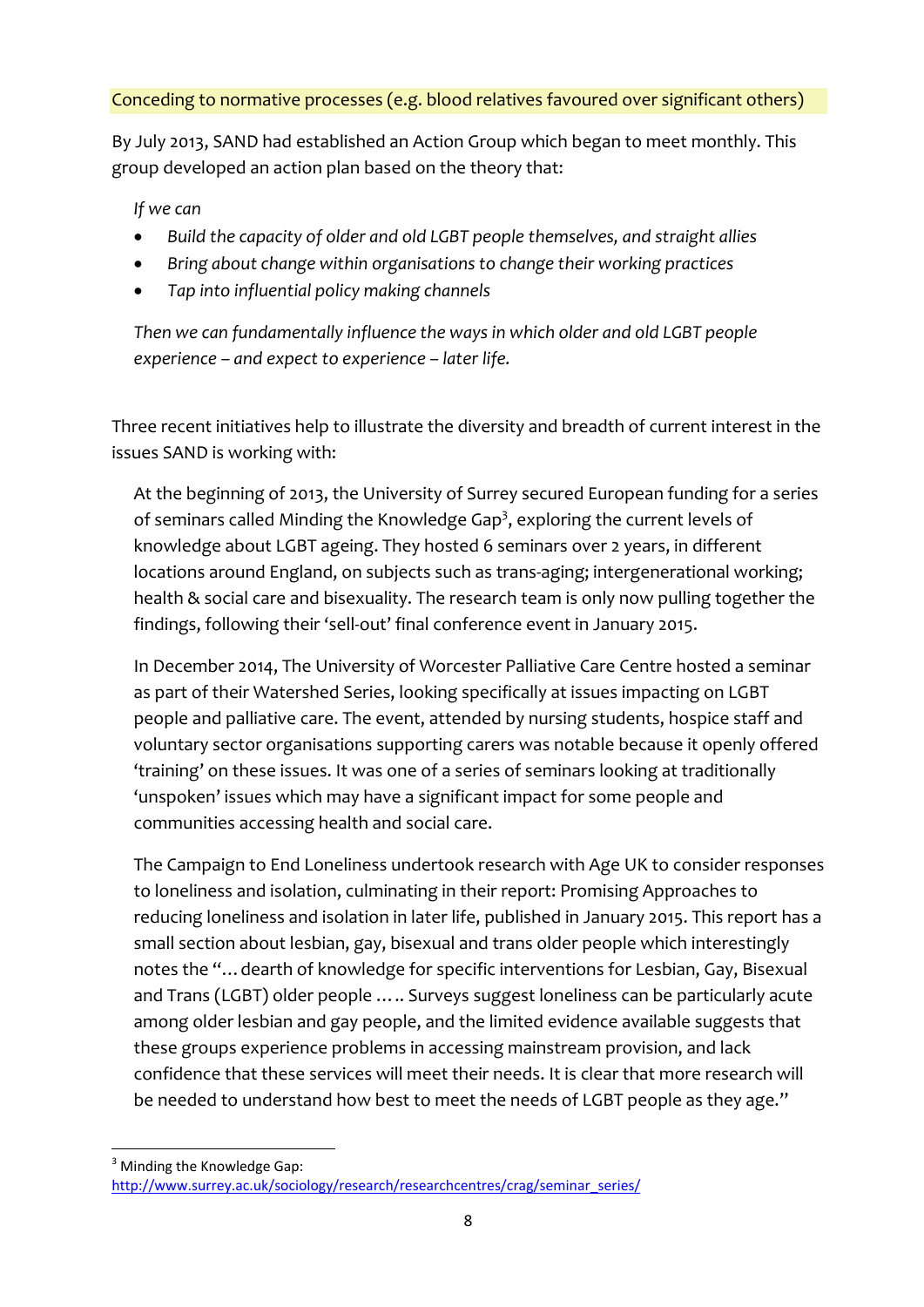Conceding to normative processes (e.g. blood relatives favoured over significant others)

By July 2013, SAND had established an Action Group which began to meet monthly. This group developed an action plan based on the theory that:

*If we can*

- *Build the capacity of older and old LGBT people themselves, and straight allies*
- *Bring about change within organisations to change their working practices*
- *Tap into influential policy making channels*

*Then we can fundamentally influence the ways in which older and old LGBT people experience – and expect to experience – later life.*

Three recent initiatives help to illustrate the diversity and breadth of current interest in the issues SAND is working with:

At the beginning of 2013, the University of Surrey secured European funding for a series of seminars called Minding the Knowledge Gap[3], exploring the current levels of knowledge about LGBT ageing. They hosted 6 seminars over 2 years, in different locations around England, on subjects such as trans-aging; intergenerational working; health & social care and bisexuality. The research team is only now pulling together the findings, following their 'sell-out' final conference event in January 2015.

In December 2014, The University of Worcester Palliative Care Centre hosted a seminar as part of their Watershed Series, looking specifically at issues impacting on LGBT people and palliative care. The event, attended by nursing students, hospice staff and voluntary sector organisations supporting carers was notable because it openly offered 'training' on these issues. It was one of a series of seminars looking at traditionally 'unspoken' issues which may have a significant impact for some people and communities accessing health and social care.

The Campaign to End Loneliness undertook research with Age UK to consider responses to loneliness and isolation, culminating in their report: Promising Approaches to reducing loneliness and isolation in later life, published in January 2015. This report has a small section about lesbian, gay, bisexual and trans older people which interestingly notes the "… dearth of knowledge for specific interventions for Lesbian, Gay, Bisexual and Trans (LGBT) older people ….. Surveys suggest loneliness can be particularly acute among older lesbian and gay people, and the limited evidence available suggests that these groups experience problems in accessing mainstream provision, and lack confidence that these services will meet their needs. It is clear that more research will be needed to understand how best to meet the needs of LGBT people as they age."

[3] Minding the Knowledge Gap: http://www.surrey.ac.uk/sociology/research/researchcentres/crag/seminar_series/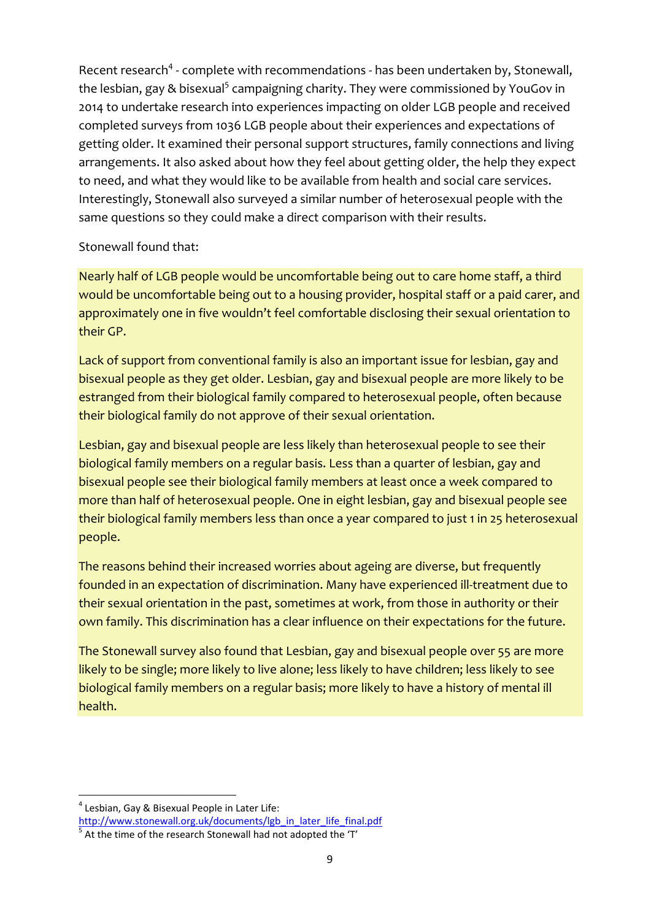Recent research[4] - complete with recommendations - has been undertaken by, Stonewall, the lesbian, gay & bisexual[5] campaigning charity. They were commissioned by YouGov in 2014 to undertake research into experiences impacting on older LGB people and received completed surveys from 1036 LGB people about their experiences and expectations of getting older. It examined their personal support structures, family connections and living arrangements. It also asked about how they feel about getting older, the help they expect to need, and what they would like to be available from health and social care services. Interestingly, Stonewall also surveyed a similar number of heterosexual people with the same questions so they could make a direct comparison with their results.

Stonewall found that:

Nearly half of LGB people would be uncomfortable being out to care home staff, a third would be uncomfortable being out to a housing provider, hospital staff or a paid carer, and approximately one in five wouldn't feel comfortable disclosing their sexual orientation to their GP.

Lack of support from conventional family is also an important issue for lesbian, gay and bisexual people as they get older. Lesbian, gay and bisexual people are more likely to be estranged from their biological family compared to heterosexual people, often because their biological family do not approve of their sexual orientation.

Lesbian, gay and bisexual people are less likely than heterosexual people to see their biological family members on a regular basis. Less than a quarter of lesbian, gay and bisexual people see their biological family members at least once a week compared to more than half of heterosexual people. One in eight lesbian, gay and bisexual people see their biological family members less than once a year compared to just 1 in 25 heterosexual people.

The reasons behind their increased worries about ageing are diverse, but frequently founded in an expectation of discrimination. Many have experienced ill-treatment due to their sexual orientation in the past, sometimes at work, from those in authority or their own family. This discrimination has a clear influence on their expectations for the future.

The Stonewall survey also found that Lesbian, gay and bisexual people over 55 are more likely to be single; more likely to live alone; less likely to have children; less likely to see biological family members on a regular basis; more likely to have a history of mental ill health.

---

[4] Lesbian, Gay & Bisexual People in Later Life: http://www.stonewall.org.uk/documents/lgb_in_later_life_final.pdf

[5] At the time of the research Stonewall had not adopted the 'T'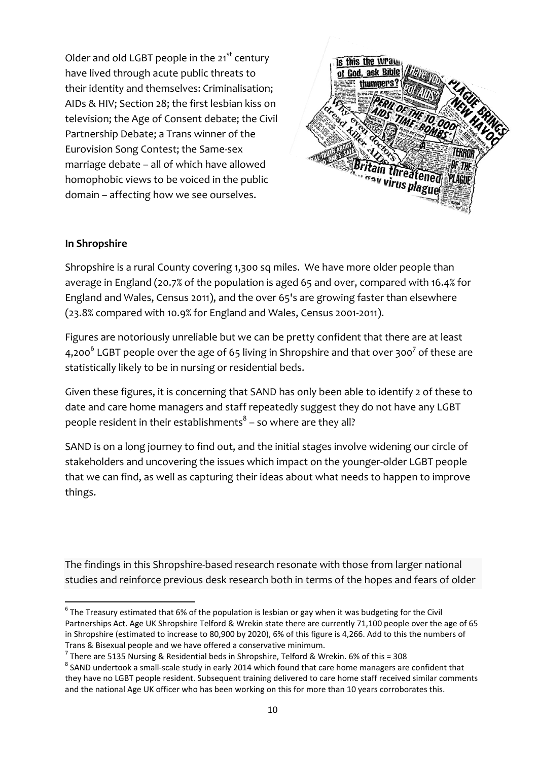Older and old LGBT people in the 21st century have lived through acute public threats to their identity and themselves: Criminalisation; AIDs & HIV; Section 28; the first lesbian kiss on television; the Age of Consent debate; the Civil Partnership Debate; a Trans winner of the Eurovision Song Contest; the Same-sex marriage debate – all of which have allowed homophobic views to be voiced in the public domain – affecting how we see ourselves.

**In Shropshire**

Shropshire is a rural County covering 1,300 sq miles. We have more older people than average in England (20.7% of the population is aged 65 and over, compared with 16.4% for England and Wales, Census 2011), and the over 65's are growing faster than elsewhere (23.8% compared with 10.9% for England and Wales, Census 2001-2011).

Figures are notoriously unreliable but we can be pretty confident that there are at least 4,200[6] LGBT people over the age of 65 living in Shropshire and that over 300[7] of these are statistically likely to be in nursing or residential beds.

Given these figures, it is concerning that SAND has only been able to identify 2 of these to date and care home managers and staff repeatedly suggest they do not have any LGBT people resident in their establishments[8] – so where are they all?

SAND is on a long journey to find out, and the initial stages involve widening our circle of stakeholders and uncovering the issues which impact on the younger-older LGBT people that we can find, as well as capturing their ideas about what needs to happen to improve things.

The findings in this Shropshire-based research resonate with those from larger national studies and reinforce previous desk research both in terms of the hopes and fears of older

---

[6] The Treasury estimated that 6% of the population is lesbian or gay when it was budgeting for the Civil Partnerships Act. Age UK Shropshire Telford & Wrekin state there are currently 71,100 people over the age of 65 in Shropshire (estimated to increase to 80,900 by 2020), 6% of this figure is 4,266. Add to this the numbers of Trans & Bisexual people and we have offered a conservative minimum.

[7] There are 5135 Nursing & Residential beds in Shropshire, Telford & Wrekin. 6% of this = 308

[8] SAND undertook a small-scale study in early 2014 which found that care home managers are confident that they have no LGBT people resident. Subsequent training delivered to care home staff received similar comments and the national Age UK officer who has been working on this for more than 10 years corroborates this.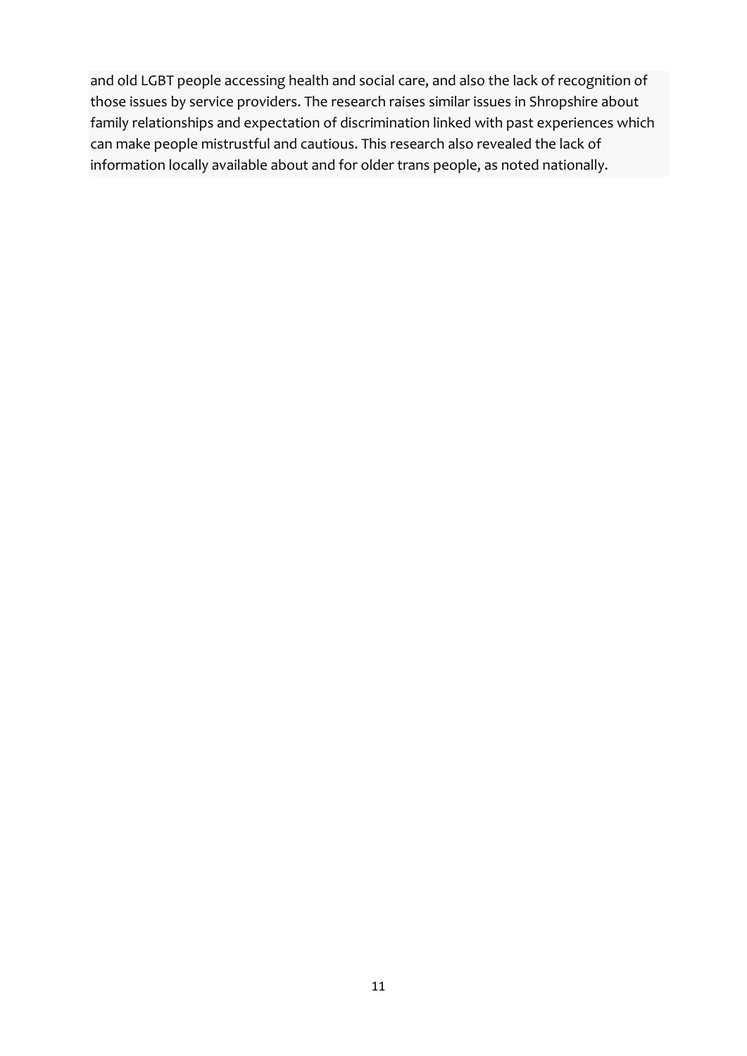and old LGBT people accessing health and social care, and also the lack of recognition of those issues by service providers. The research raises similar issues in Shropshire about family relationships and expectation of discrimination linked with past experiences which can make people mistrustful and cautious. This research also revealed the lack of information locally available about and for older trans people, as noted nationally.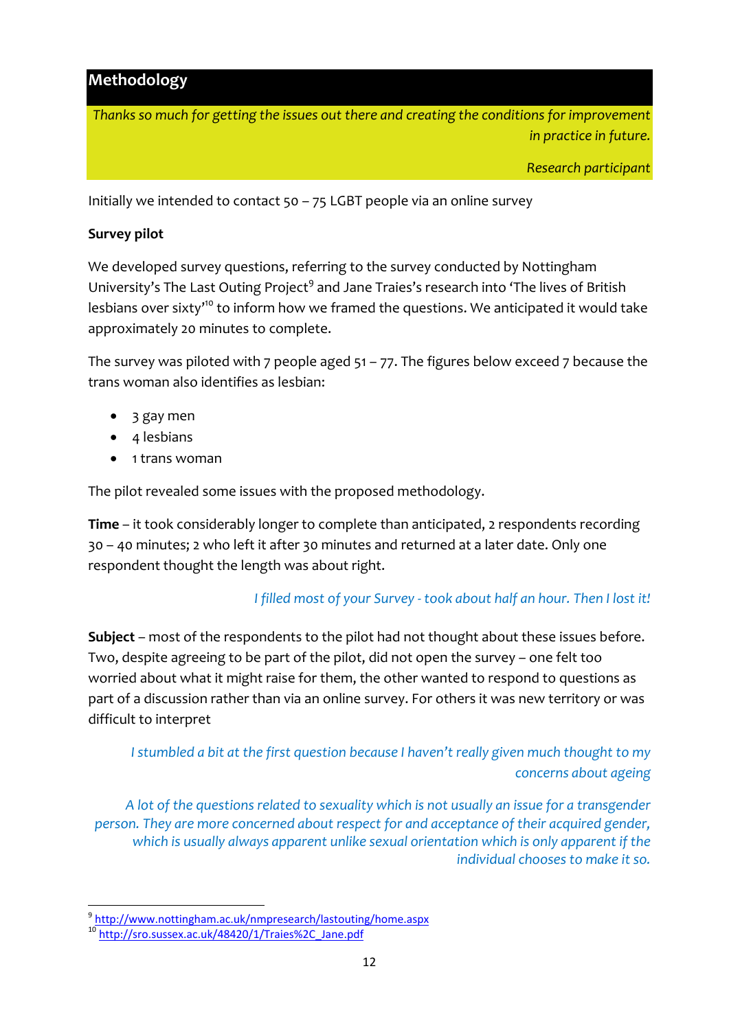## Methodology

> *Thanks so much for getting the issues out there and creating the conditions for improvement in practice in future.*
>
> *Research participant*

Initially we intended to contact 50 – 75 LGBT people via an online survey

**Survey pilot**

We developed survey questions, referring to the survey conducted by Nottingham University's The Last Outing Project[9] and Jane Traies's research into 'The lives of British lesbians over sixty'[10] to inform how we framed the questions. We anticipated it would take approximately 20 minutes to complete.

The survey was piloted with 7 people aged 51 – 77. The figures below exceed 7 because the trans woman also identifies as lesbian:

- 3 gay men
- 4 lesbians
- 1 trans woman

The pilot revealed some issues with the proposed methodology.

**Time** – it took considerably longer to complete than anticipated, 2 respondents recording 30 – 40 minutes; 2 who left it after 30 minutes and returned at a later date. Only one respondent thought the length was about right.

*I filled most of your Survey - took about half an hour. Then I lost it!*

**Subject** – most of the respondents to the pilot had not thought about these issues before. Two, despite agreeing to be part of the pilot, did not open the survey – one felt too worried about what it might raise for them, the other wanted to respond to questions as part of a discussion rather than via an online survey. For others it was new territory or was difficult to interpret

*I stumbled a bit at the first question because I haven't really given much thought to my concerns about ageing*

*A lot of the questions related to sexuality which is not usually an issue for a transgender person. They are more concerned about respect for and acceptance of their acquired gender, which is usually always apparent unlike sexual orientation which is only apparent if the individual chooses to make it so.*

---

[9] http://www.nottingham.ac.uk/nmpresearch/lastouting/home.aspx

[10] http://sro.sussex.ac.uk/48420/1/Traies%2C_Jane.pdf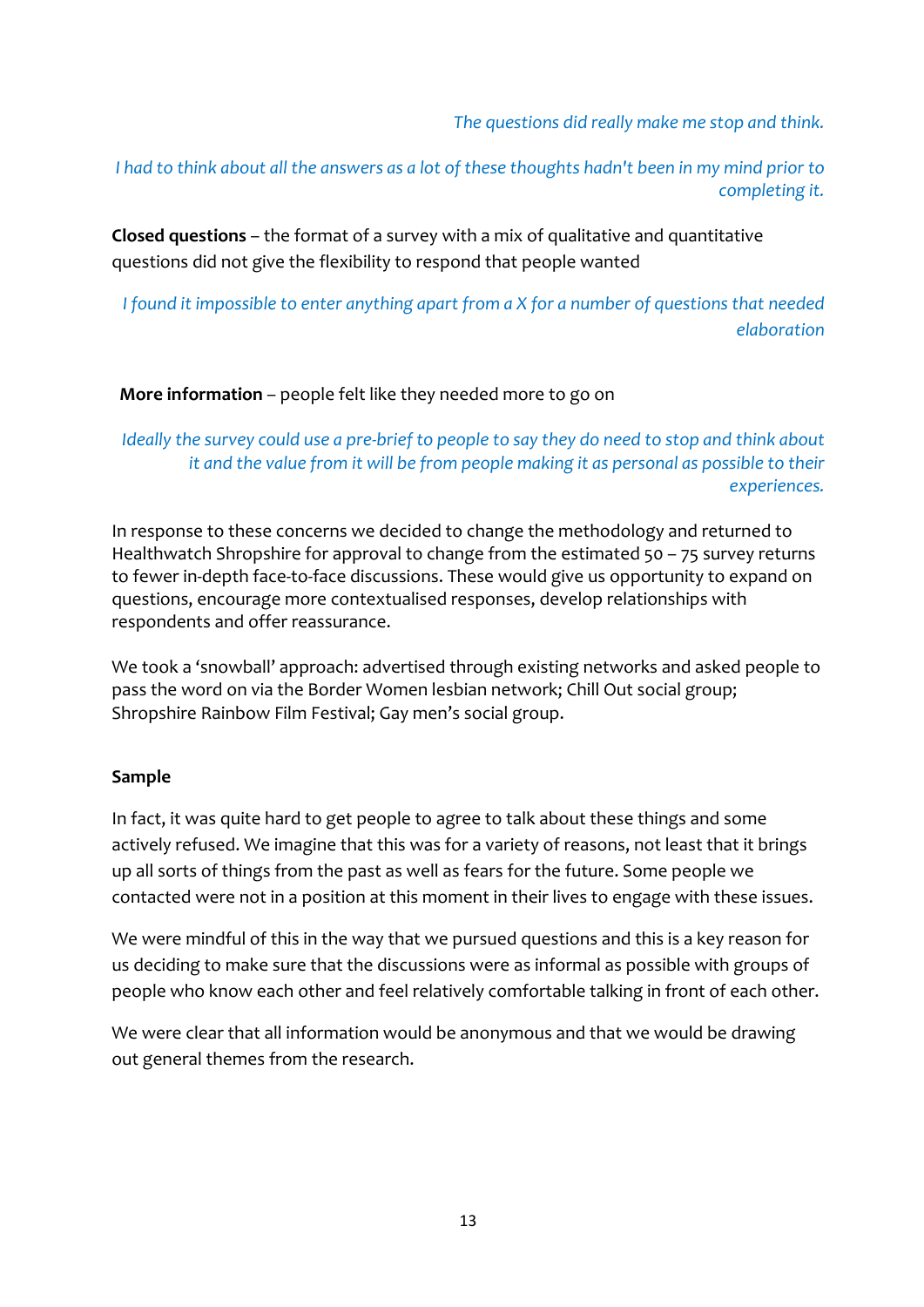*The questions did really make me stop and think.*

*I had to think about all the answers as a lot of these thoughts hadn't been in my mind prior to completing it.*

**Closed questions** – the format of a survey with a mix of qualitative and quantitative questions did not give the flexibility to respond that people wanted

*I found it impossible to enter anything apart from a X for a number of questions that needed elaboration*

**More information** – people felt like they needed more to go on

*Ideally the survey could use a pre-brief to people to say they do need to stop and think about it and the value from it will be from people making it as personal as possible to their experiences.*

In response to these concerns we decided to change the methodology and returned to Healthwatch Shropshire for approval to change from the estimated 50 – 75 survey returns to fewer in-depth face-to-face discussions. These would give us opportunity to expand on questions, encourage more contextualised responses, develop relationships with respondents and offer reassurance.

We took a 'snowball' approach: advertised through existing networks and asked people to pass the word on via the Border Women lesbian network; Chill Out social group; Shropshire Rainbow Film Festival; Gay men's social group.

**Sample**

In fact, it was quite hard to get people to agree to talk about these things and some actively refused. We imagine that this was for a variety of reasons, not least that it brings up all sorts of things from the past as well as fears for the future. Some people we contacted were not in a position at this moment in their lives to engage with these issues.

We were mindful of this in the way that we pursued questions and this is a key reason for us deciding to make sure that the discussions were as informal as possible with groups of people who know each other and feel relatively comfortable talking in front of each other.

We were clear that all information would be anonymous and that we would be drawing out general themes from the research.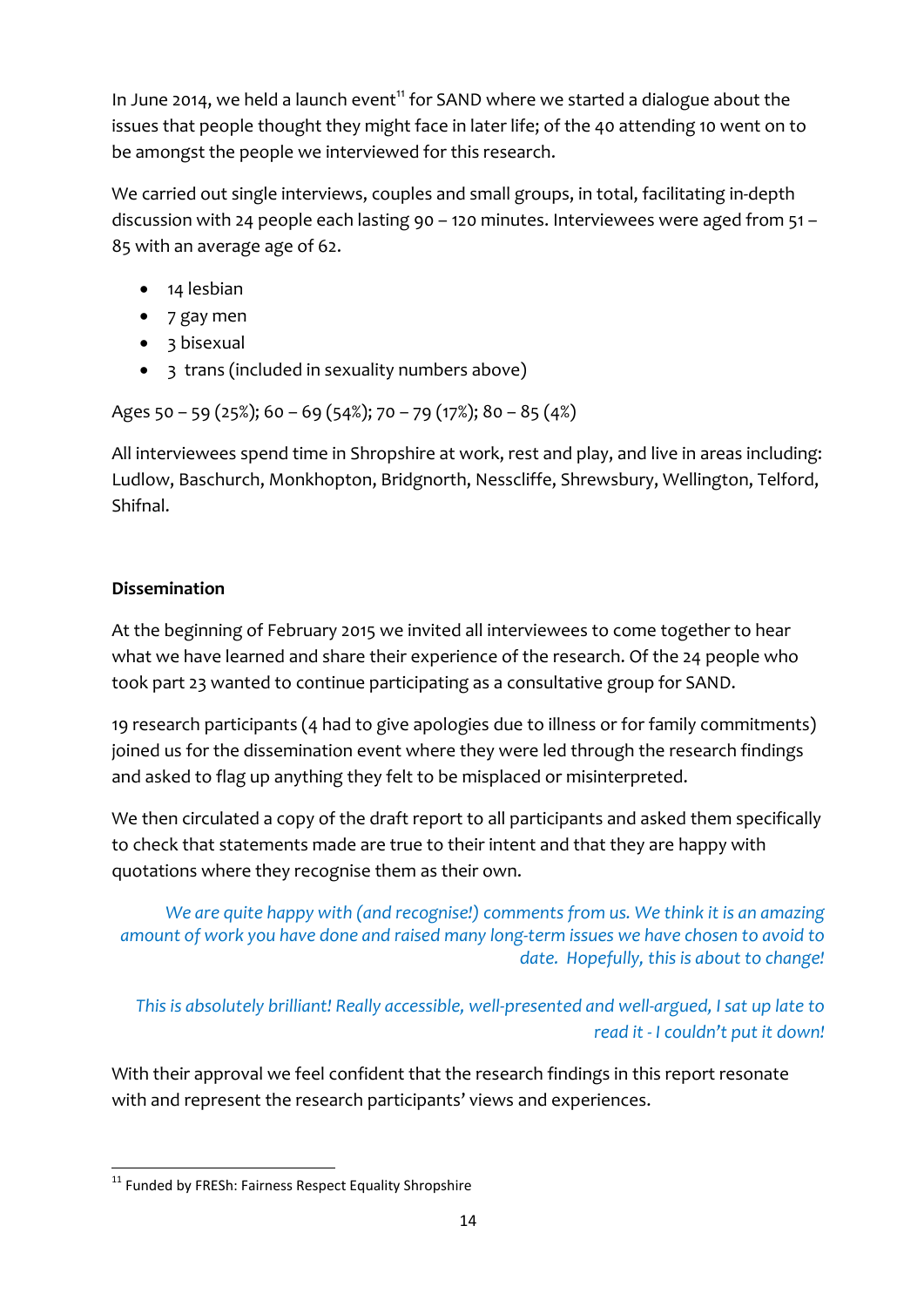In June 2014, we held a launch event[11] for SAND where we started a dialogue about the issues that people thought they might face in later life; of the 40 attending 10 went on to be amongst the people we interviewed for this research.

We carried out single interviews, couples and small groups, in total, facilitating in-depth discussion with 24 people each lasting 90 – 120 minutes. Interviewees were aged from 51 – 85 with an average age of 62.

- 14 lesbian
- 7 gay men
- 3 bisexual
- 3 trans (included in sexuality numbers above)

Ages 50 – 59 (25%); 60 – 69 (54%); 70 – 79 (17%); 80 – 85 (4%)

All interviewees spend time in Shropshire at work, rest and play, and live in areas including: Ludlow, Baschurch, Monkhopton, Bridgnorth, Nesscliffe, Shrewsbury, Wellington, Telford, Shifnal.

**Dissemination**

At the beginning of February 2015 we invited all interviewees to come together to hear what we have learned and share their experience of the research. Of the 24 people who took part 23 wanted to continue participating as a consultative group for SAND.

19 research participants (4 had to give apologies due to illness or for family commitments) joined us for the dissemination event where they were led through the research findings and asked to flag up anything they felt to be misplaced or misinterpreted.

We then circulated a copy of the draft report to all participants and asked them specifically to check that statements made are true to their intent and that they are happy with quotations where they recognise them as their own.

> *We are quite happy with (and recognise!) comments from us. We think it is an amazing amount of work you have done and raised many long-term issues we have chosen to avoid to date. Hopefully, this is about to change!*

> *This is absolutely brilliant! Really accessible, well-presented and well-argued, I sat up late to read it - I couldn't put it down!*

With their approval we feel confident that the research findings in this report resonate with and represent the research participants' views and experiences.

---

[11] Funded by FRESh: Fairness Respect Equality Shropshire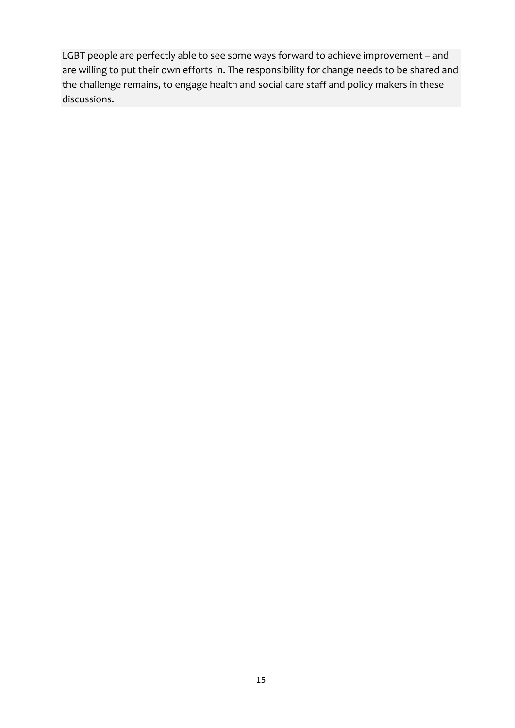LGBT people are perfectly able to see some ways forward to achieve improvement – and are willing to put their own efforts in. The responsibility for change needs to be shared and the challenge remains, to engage health and social care staff and policy makers in these discussions.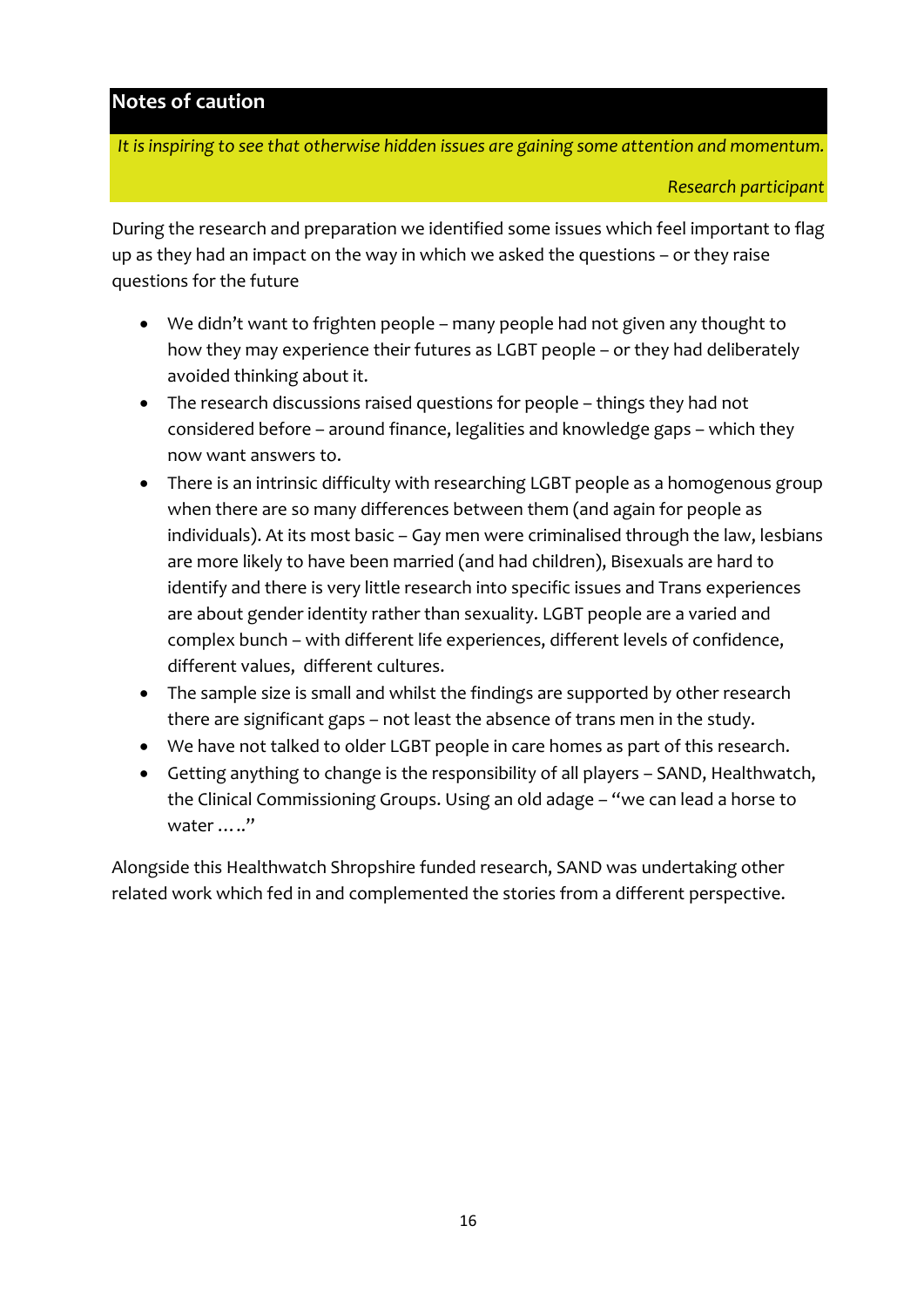## Notes of caution

> *It is inspiring to see that otherwise hidden issues are gaining some attention and momentum.*
>
> *Research participant*

During the research and preparation we identified some issues which feel important to flag up as they had an impact on the way in which we asked the questions – or they raise questions for the future

- We didn't want to frighten people – many people had not given any thought to how they may experience their futures as LGBT people – or they had deliberately avoided thinking about it.
- The research discussions raised questions for people – things they had not considered before – around finance, legalities and knowledge gaps – which they now want answers to.
- There is an intrinsic difficulty with researching LGBT people as a homogenous group when there are so many differences between them (and again for people as individuals). At its most basic – Gay men were criminalised through the law, lesbians are more likely to have been married (and had children), Bisexuals are hard to identify and there is very little research into specific issues and Trans experiences are about gender identity rather than sexuality. LGBT people are a varied and complex bunch – with different life experiences, different levels of confidence, different values, different cultures.
- The sample size is small and whilst the findings are supported by other research there are significant gaps – not least the absence of trans men in the study.
- We have not talked to older LGBT people in care homes as part of this research.
- Getting anything to change is the responsibility of all players – SAND, Healthwatch, the Clinical Commissioning Groups. Using an old adage – "we can lead a horse to water ….."

Alongside this Healthwatch Shropshire funded research, SAND was undertaking other related work which fed in and complemented the stories from a different perspective.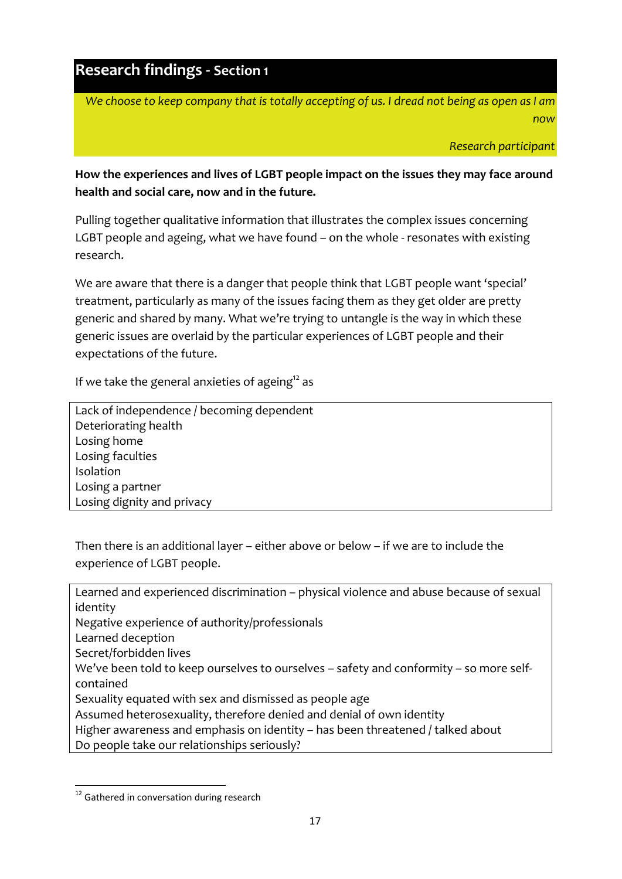## Research findings - Section 1

> *We choose to keep company that is totally accepting of us. I dread not being as open as I am now*
>
> *Research participant*

**How the experiences and lives of LGBT people impact on the issues they may face around health and social care, now and in the future.**

Pulling together qualitative information that illustrates the complex issues concerning LGBT people and ageing, what we have found – on the whole - resonates with existing research.

We are aware that there is a danger that people think that LGBT people want 'special' treatment, particularly as many of the issues facing them as they get older are pretty generic and shared by many. What we're trying to untangle is the way in which these generic issues are overlaid by the particular experiences of LGBT people and their expectations of the future.

If we take the general anxieties of ageing[12] as

| |
|---|
| Lack of independence / becoming dependent<br>Deteriorating health<br>Losing home<br>Losing faculties<br>Isolation<br>Losing a partner<br>Losing dignity and privacy |

Then there is an additional layer – either above or below – if we are to include the experience of LGBT people.

| |
|---|
| Learned and experienced discrimination – physical violence and abuse because of sexual identity<br>Negative experience of authority/professionals<br>Learned deception<br>Secret/forbidden lives<br>We've been told to keep ourselves to ourselves – safety and conformity – so more self-contained<br>Sexuality equated with sex and dismissed as people age<br>Assumed heterosexuality, therefore denied and denial of own identity<br>Higher awareness and emphasis on identity – has been threatened / talked about<br>Do people take our relationships seriously? |

[12] Gathered in conversation during research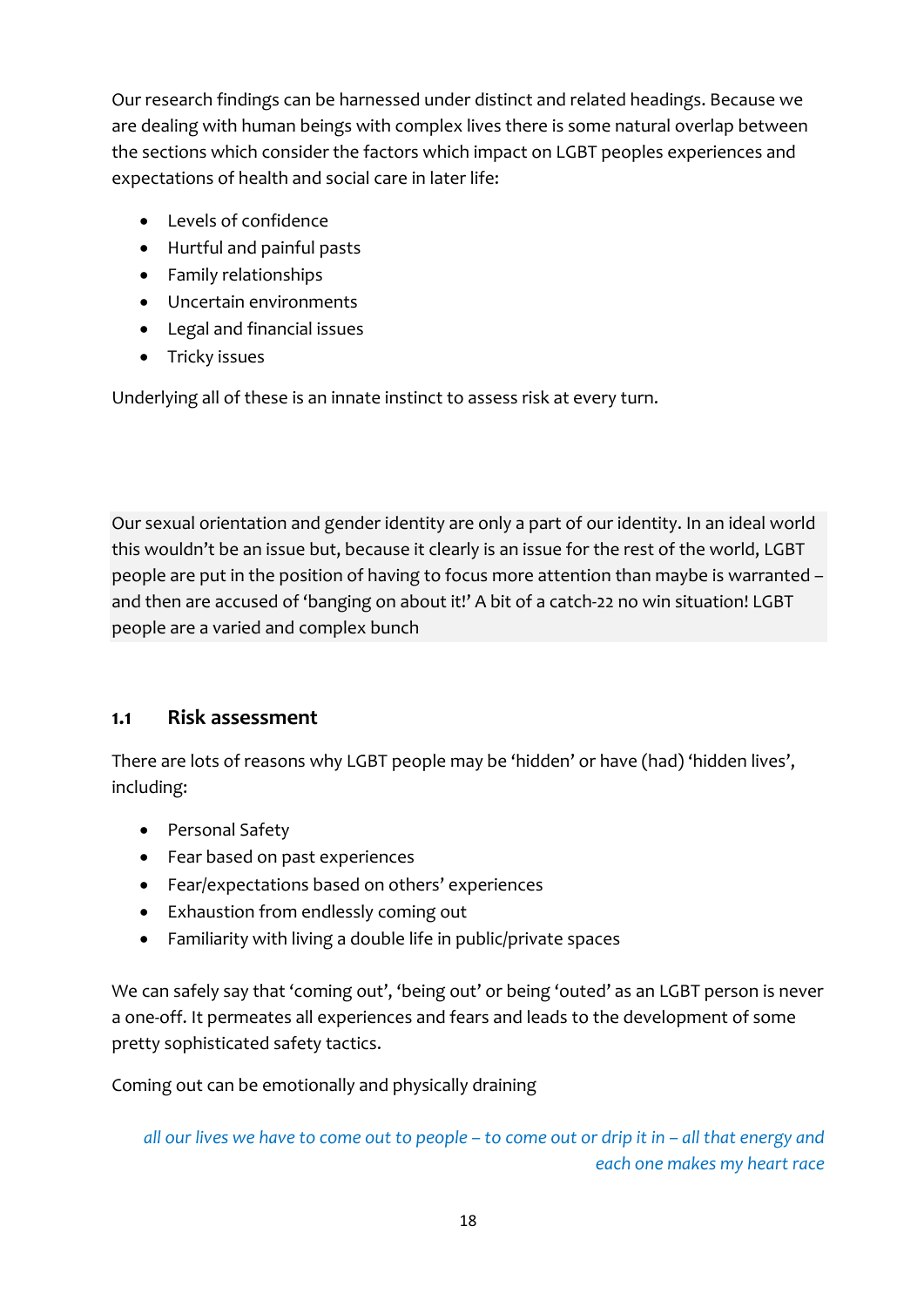Our research findings can be harnessed under distinct and related headings. Because we are dealing with human beings with complex lives there is some natural overlap between the sections which consider the factors which impact on LGBT peoples experiences and expectations of health and social care in later life:

- Levels of confidence
- Hurtful and painful pasts
- Family relationships
- Uncertain environments
- Legal and financial issues
- Tricky issues

Underlying all of these is an innate instinct to assess risk at every turn.

> Our sexual orientation and gender identity are only a part of our identity. In an ideal world this wouldn't be an issue but, because it clearly is an issue for the rest of the world, LGBT people are put in the position of having to focus more attention than maybe is warranted – and then are accused of 'banging on about it!' A bit of a catch-22 no win situation! LGBT people are a varied and complex bunch

## 1.1 Risk assessment

There are lots of reasons why LGBT people may be 'hidden' or have (had) 'hidden lives', including:

- Personal Safety
- Fear based on past experiences
- Fear/expectations based on others' experiences
- Exhaustion from endlessly coming out
- Familiarity with living a double life in public/private spaces

We can safely say that 'coming out', 'being out' or being 'outed' as an LGBT person is never a one-off. It permeates all experiences and fears and leads to the development of some pretty sophisticated safety tactics.

Coming out can be emotionally and physically draining

*all our lives we have to come out to people – to come out or drip it in – all that energy and each one makes my heart race*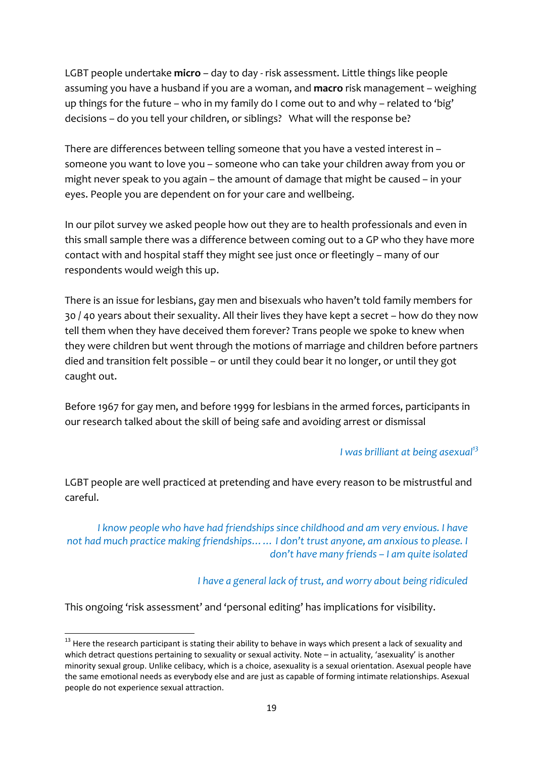LGBT people undertake **micro** – day to day - risk assessment. Little things like people assuming you have a husband if you are a woman, and **macro** risk management – weighing up things for the future – who in my family do I come out to and why – related to 'big' decisions – do you tell your children, or siblings? What will the response be?

There are differences between telling someone that you have a vested interest in – someone you want to love you – someone who can take your children away from you or might never speak to you again – the amount of damage that might be caused – in your eyes. People you are dependent on for your care and wellbeing.

In our pilot survey we asked people how out they are to health professionals and even in this small sample there was a difference between coming out to a GP who they have more contact with and hospital staff they might see just once or fleetingly – many of our respondents would weigh this up.

There is an issue for lesbians, gay men and bisexuals who haven't told family members for 30 / 40 years about their sexuality. All their lives they have kept a secret – how do they now tell them when they have deceived them forever? Trans people we spoke to knew when they were children but went through the motions of marriage and children before partners died and transition felt possible – or until they could bear it no longer, or until they got caught out.

Before 1967 for gay men, and before 1999 for lesbians in the armed forces, participants in our research talked about the skill of being safe and avoiding arrest or dismissal

*I was brilliant at being asexual*[13]

LGBT people are well practiced at pretending and have every reason to be mistrustful and careful.

> *I know people who have had friendships since childhood and am very envious. I have not had much practice making friendships…… I don't trust anyone, am anxious to please. I don't have many friends – I am quite isolated*

> *I have a general lack of trust, and worry about being ridiculed*

This ongoing 'risk assessment' and 'personal editing' has implications for visibility.

---

[13] Here the research participant is stating their ability to behave in ways which present a lack of sexuality and which detract questions pertaining to sexuality or sexual activity. Note – in actuality, 'asexuality' is another minority sexual group. Unlike celibacy, which is a choice, asexuality is a sexual orientation. Asexual people have the same emotional needs as everybody else and are just as capable of forming intimate relationships. Asexual people do not experience sexual attraction.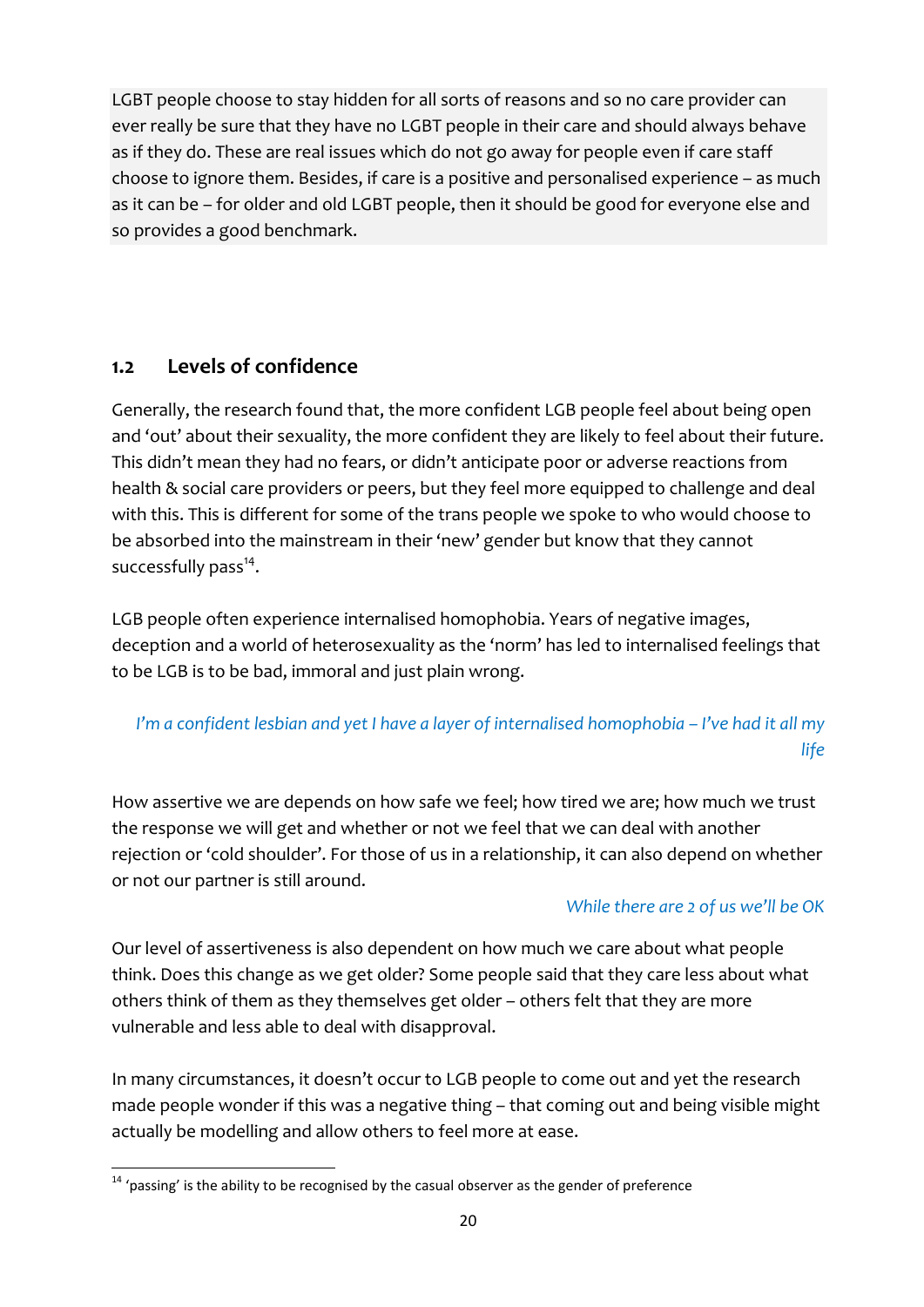LGBT people choose to stay hidden for all sorts of reasons and so no care provider can ever really be sure that they have no LGBT people in their care and should always behave as if they do. These are real issues which do not go away for people even if care staff choose to ignore them. Besides, if care is a positive and personalised experience – as much as it can be – for older and old LGBT people, then it should be good for everyone else and so provides a good benchmark.

## 1.2 Levels of confidence

Generally, the research found that, the more confident LGB people feel about being open and 'out' about their sexuality, the more confident they are likely to feel about their future. This didn't mean they had no fears, or didn't anticipate poor or adverse reactions from health & social care providers or peers, but they feel more equipped to challenge and deal with this. This is different for some of the trans people we spoke to who would choose to be absorbed into the mainstream in their 'new' gender but know that they cannot successfully pass[14].

LGB people often experience internalised homophobia. Years of negative images, deception and a world of heterosexuality as the 'norm' has led to internalised feelings that to be LGB is to be bad, immoral and just plain wrong.

*I'm a confident lesbian and yet I have a layer of internalised homophobia – I've had it all my life*

How assertive we are depends on how safe we feel; how tired we are; how much we trust the response we will get and whether or not we feel that we can deal with another rejection or 'cold shoulder'. For those of us in a relationship, it can also depend on whether or not our partner is still around.

*While there are 2 of us we'll be OK*

Our level of assertiveness is also dependent on how much we care about what people think. Does this change as we get older? Some people said that they care less about what others think of them as they themselves get older – others felt that they are more vulnerable and less able to deal with disapproval.

In many circumstances, it doesn't occur to LGB people to come out and yet the research made people wonder if this was a negative thing – that coming out and being visible might actually be modelling and allow others to feel more at ease.

---

[14] 'passing' is the ability to be recognised by the casual observer as the gender of preference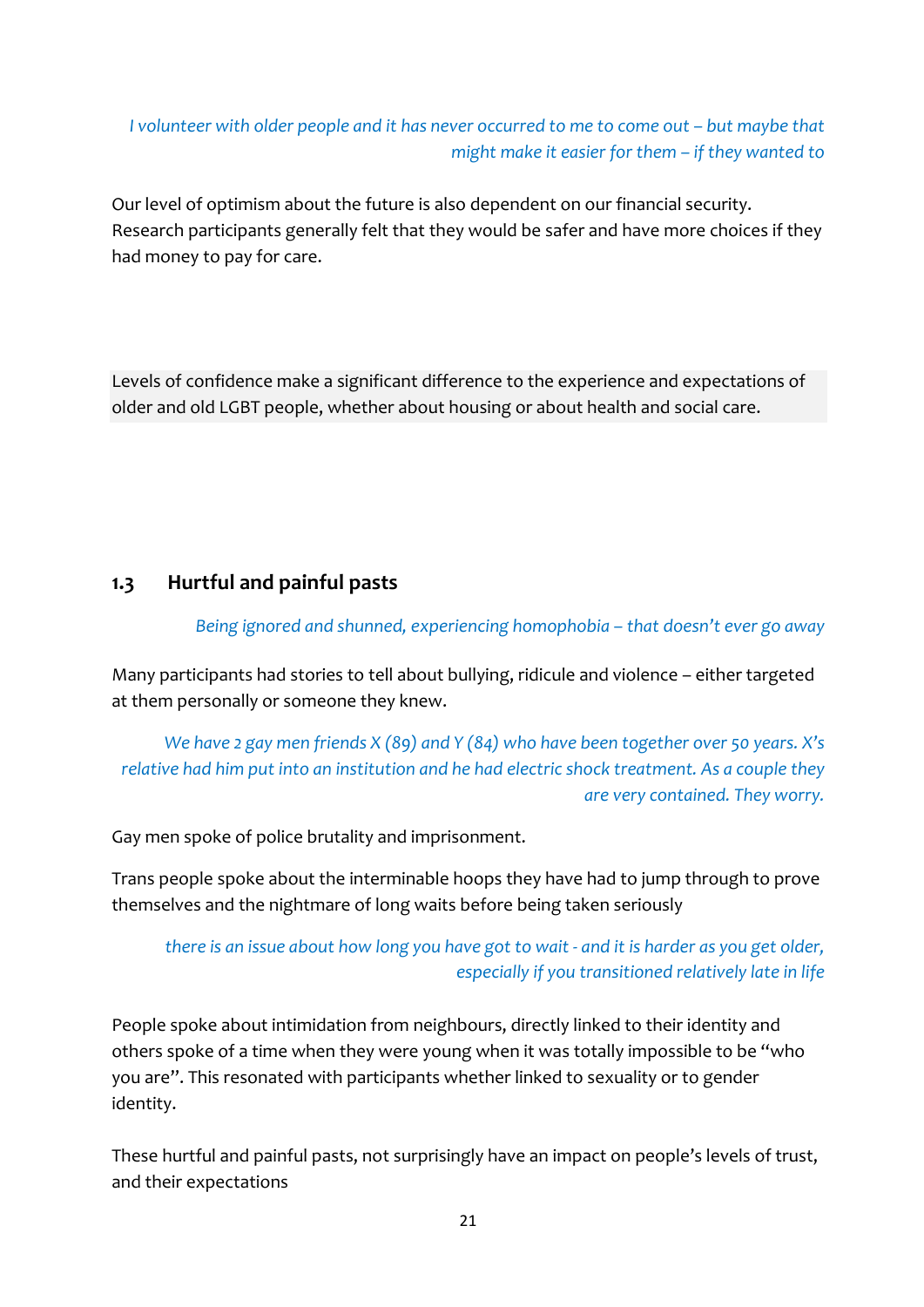*I volunteer with older people and it has never occurred to me to come out – but maybe that might make it easier for them – if they wanted to*

Our level of optimism about the future is also dependent on our financial security. Research participants generally felt that they would be safer and have more choices if they had money to pay for care.

Levels of confidence make a significant difference to the experience and expectations of older and old LGBT people, whether about housing or about health and social care.

## 1.3 Hurtful and painful pasts

*Being ignored and shunned, experiencing homophobia – that doesn't ever go away*

Many participants had stories to tell about bullying, ridicule and violence – either targeted at them personally or someone they knew.

*We have 2 gay men friends X (89) and Y (84) who have been together over 50 years. X's relative had him put into an institution and he had electric shock treatment. As a couple they are very contained. They worry.*

Gay men spoke of police brutality and imprisonment.

Trans people spoke about the interminable hoops they have had to jump through to prove themselves and the nightmare of long waits before being taken seriously

*there is an issue about how long you have got to wait - and it is harder as you get older, especially if you transitioned relatively late in life*

People spoke about intimidation from neighbours, directly linked to their identity and others spoke of a time when they were young when it was totally impossible to be "who you are". This resonated with participants whether linked to sexuality or to gender identity.

These hurtful and painful pasts, not surprisingly have an impact on people's levels of trust, and their expectations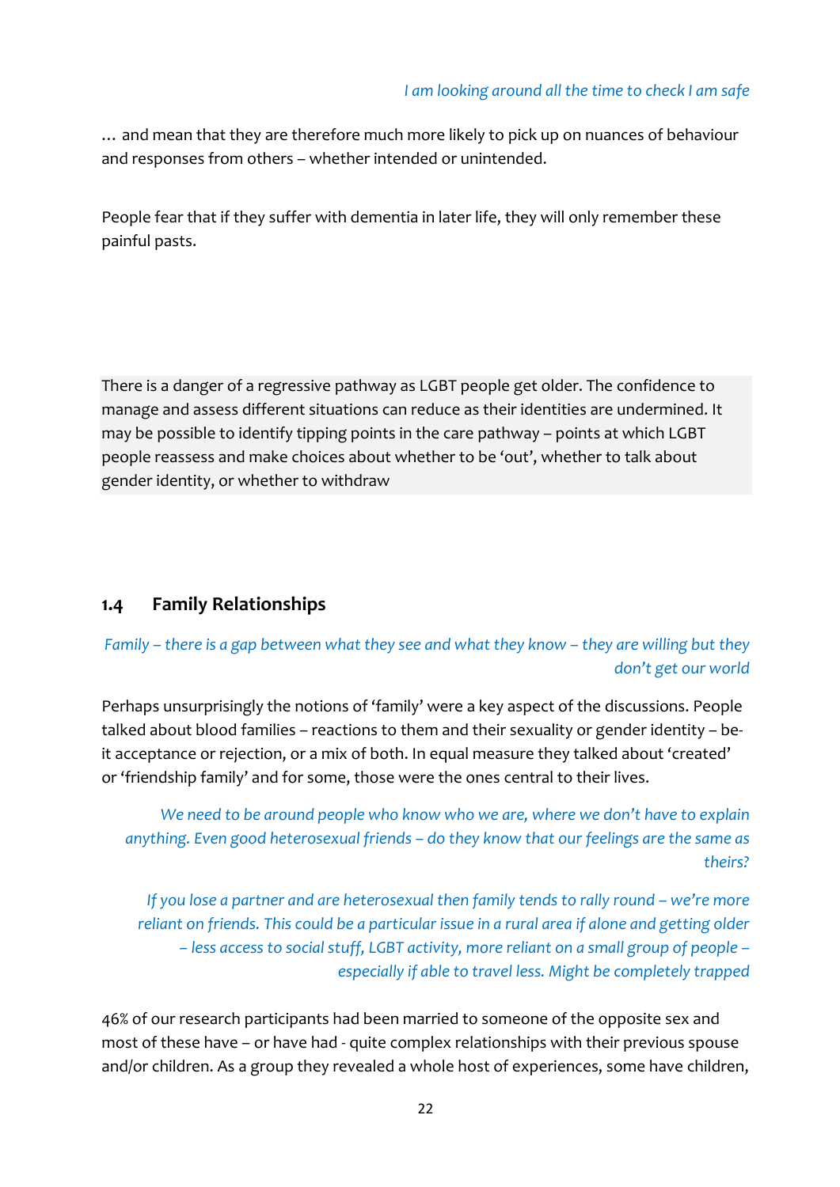*I am looking around all the time to check I am safe*

… and mean that they are therefore much more likely to pick up on nuances of behaviour and responses from others – whether intended or unintended.

People fear that if they suffer with dementia in later life, they will only remember these painful pasts.

There is a danger of a regressive pathway as LGBT people get older. The confidence to manage and assess different situations can reduce as their identities are undermined. It may be possible to identify tipping points in the care pathway – points at which LGBT people reassess and make choices about whether to be 'out', whether to talk about gender identity, or whether to withdraw

## 1.4 Family Relationships

*Family – there is a gap between what they see and what they know – they are willing but they don't get our world*

Perhaps unsurprisingly the notions of 'family' were a key aspect of the discussions. People talked about blood families – reactions to them and their sexuality or gender identity – be-it acceptance or rejection, or a mix of both. In equal measure they talked about 'created' or 'friendship family' and for some, those were the ones central to their lives.

*We need to be around people who know who we are, where we don't have to explain anything. Even good heterosexual friends – do they know that our feelings are the same as theirs?*

*If you lose a partner and are heterosexual then family tends to rally round – we're more reliant on friends. This could be a particular issue in a rural area if alone and getting older – less access to social stuff, LGBT activity, more reliant on a small group of people – especially if able to travel less. Might be completely trapped*

46% of our research participants had been married to someone of the opposite sex and most of these have – or have had - quite complex relationships with their previous spouse and/or children. As a group they revealed a whole host of experiences, some have children,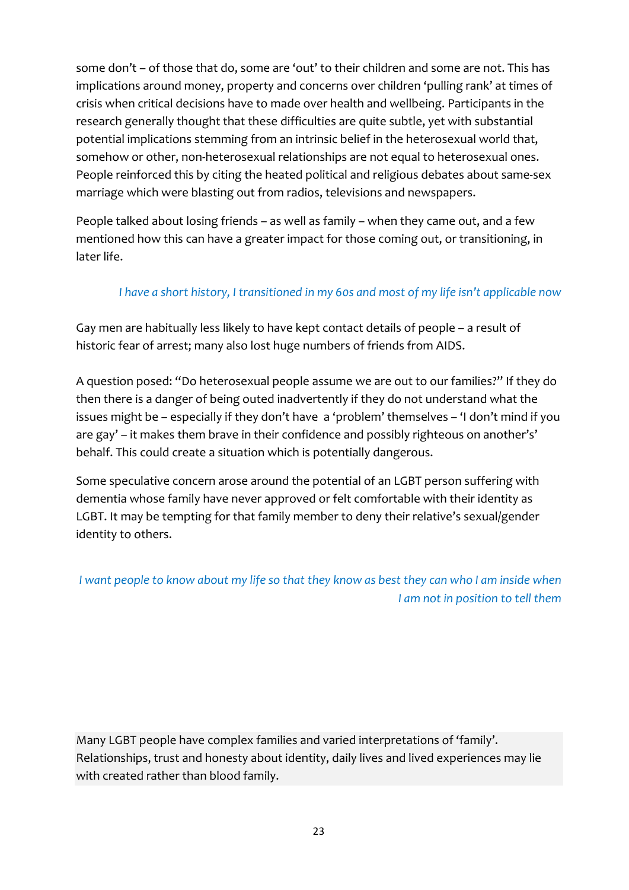some don't – of those that do, some are 'out' to their children and some are not. This has implications around money, property and concerns over children 'pulling rank' at times of crisis when critical decisions have to made over health and wellbeing. Participants in the research generally thought that these difficulties are quite subtle, yet with substantial potential implications stemming from an intrinsic belief in the heterosexual world that, somehow or other, non-heterosexual relationships are not equal to heterosexual ones. People reinforced this by citing the heated political and religious debates about same-sex marriage which were blasting out from radios, televisions and newspapers.

People talked about losing friends – as well as family – when they came out, and a few mentioned how this can have a greater impact for those coming out, or transitioning, in later life.

> *I have a short history, I transitioned in my 60s and most of my life isn't applicable now*

Gay men are habitually less likely to have kept contact details of people – a result of historic fear of arrest; many also lost huge numbers of friends from AIDS.

A question posed: "Do heterosexual people assume we are out to our families?" If they do then there is a danger of being outed inadvertently if they do not understand what the issues might be – especially if they don't have a 'problem' themselves – 'I don't mind if you are gay' – it makes them brave in their confidence and possibly righteous on another's' behalf. This could create a situation which is potentially dangerous.

Some speculative concern arose around the potential of an LGBT person suffering with dementia whose family have never approved or felt comfortable with their identity as LGBT. It may be tempting for that family member to deny their relative's sexual/gender identity to others.

> *I want people to know about my life so that they know as best they can who I am inside when I am not in position to tell them*

Many LGBT people have complex families and varied interpretations of 'family'. Relationships, trust and honesty about identity, daily lives and lived experiences may lie with created rather than blood family.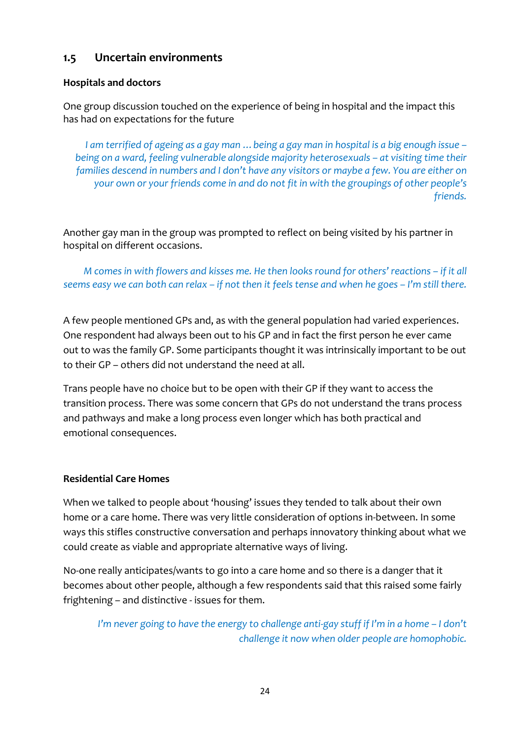## 1.5 Uncertain environments

### Hospitals and doctors

One group discussion touched on the experience of being in hospital and the impact this has had on expectations for the future

> *I am terrified of ageing as a gay man … being a gay man in hospital is a big enough issue – being on a ward, feeling vulnerable alongside majority heterosexuals – at visiting time their families descend in numbers and I don't have any visitors or maybe a few. You are either on your own or your friends come in and do not fit in with the groupings of other people's friends.*

Another gay man in the group was prompted to reflect on being visited by his partner in hospital on different occasions.

> *M comes in with flowers and kisses me. He then looks round for others' reactions – if it all seems easy we can both can relax – if not then it feels tense and when he goes – I'm still there.*

A few people mentioned GPs and, as with the general population had varied experiences. One respondent had always been out to his GP and in fact the first person he ever came out to was the family GP. Some participants thought it was intrinsically important to be out to their GP – others did not understand the need at all.

Trans people have no choice but to be open with their GP if they want to access the transition process. There was some concern that GPs do not understand the trans process and pathways and make a long process even longer which has both practical and emotional consequences.

### Residential Care Homes

When we talked to people about 'housing' issues they tended to talk about their own home or a care home. There was very little consideration of options in-between. In some ways this stifles constructive conversation and perhaps innovatory thinking about what we could create as viable and appropriate alternative ways of living.

No-one really anticipates/wants to go into a care home and so there is a danger that it becomes about other people, although a few respondents said that this raised some fairly frightening – and distinctive - issues for them.

> *I'm never going to have the energy to challenge anti-gay stuff if I'm in a home – I don't challenge it now when older people are homophobic.*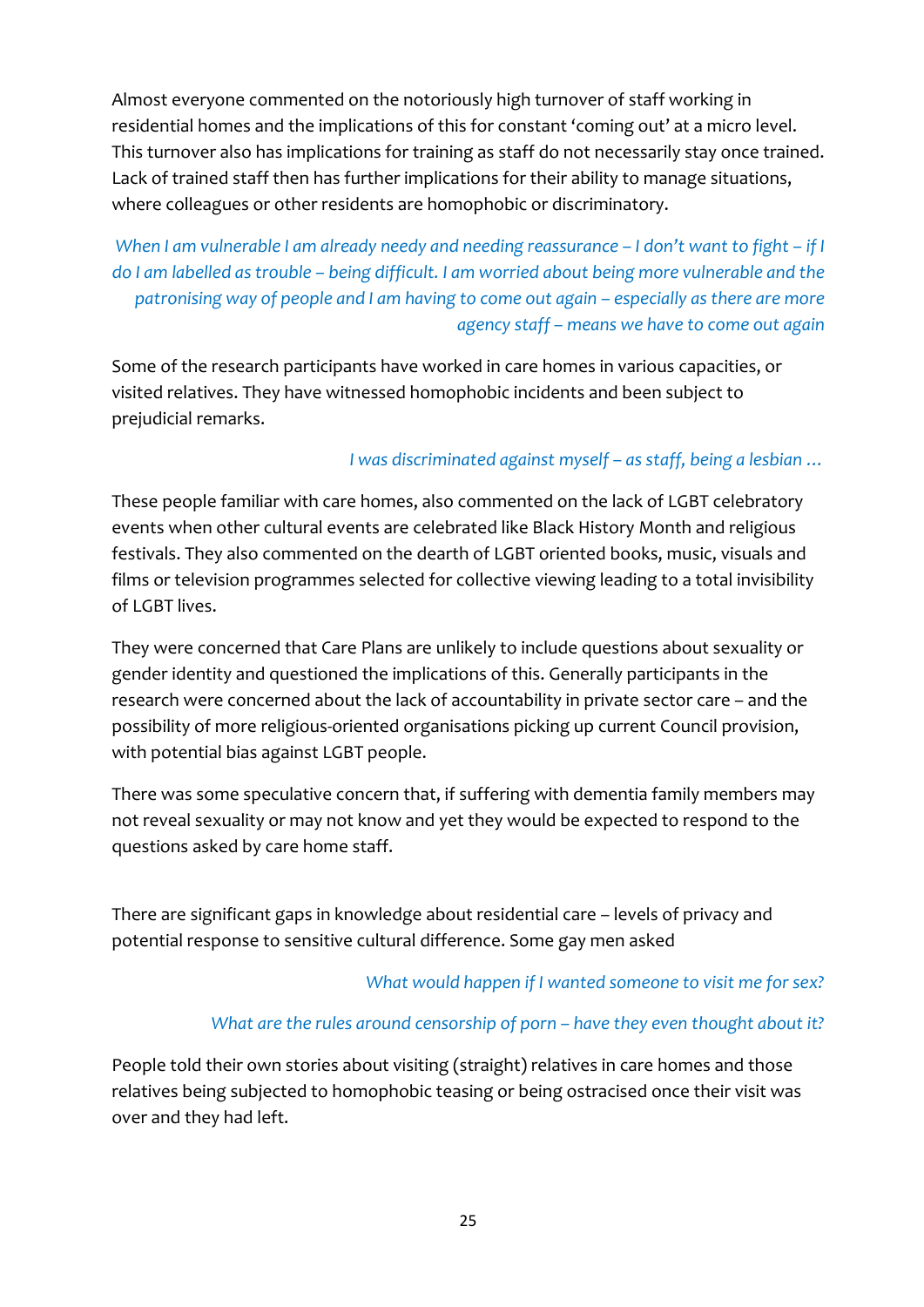Almost everyone commented on the notoriously high turnover of staff working in residential homes and the implications of this for constant 'coming out' at a micro level. This turnover also has implications for training as staff do not necessarily stay once trained. Lack of trained staff then has further implications for their ability to manage situations, where colleagues or other residents are homophobic or discriminatory.

*When I am vulnerable I am already needy and needing reassurance – I don't want to fight – if I do I am labelled as trouble – being difficult. I am worried about being more vulnerable and the patronising way of people and I am having to come out again – especially as there are more agency staff – means we have to come out again*

Some of the research participants have worked in care homes in various capacities, or visited relatives. They have witnessed homophobic incidents and been subject to prejudicial remarks.

*I was discriminated against myself – as staff, being a lesbian …*

These people familiar with care homes, also commented on the lack of LGBT celebratory events when other cultural events are celebrated like Black History Month and religious festivals. They also commented on the dearth of LGBT oriented books, music, visuals and films or television programmes selected for collective viewing leading to a total invisibility of LGBT lives.

They were concerned that Care Plans are unlikely to include questions about sexuality or gender identity and questioned the implications of this. Generally participants in the research were concerned about the lack of accountability in private sector care – and the possibility of more religious-oriented organisations picking up current Council provision, with potential bias against LGBT people.

There was some speculative concern that, if suffering with dementia family members may not reveal sexuality or may not know and yet they would be expected to respond to the questions asked by care home staff.

There are significant gaps in knowledge about residential care – levels of privacy and potential response to sensitive cultural difference. Some gay men asked

*What would happen if I wanted someone to visit me for sex?*

*What are the rules around censorship of porn – have they even thought about it?*

People told their own stories about visiting (straight) relatives in care homes and those relatives being subjected to homophobic teasing or being ostracised once their visit was over and they had left.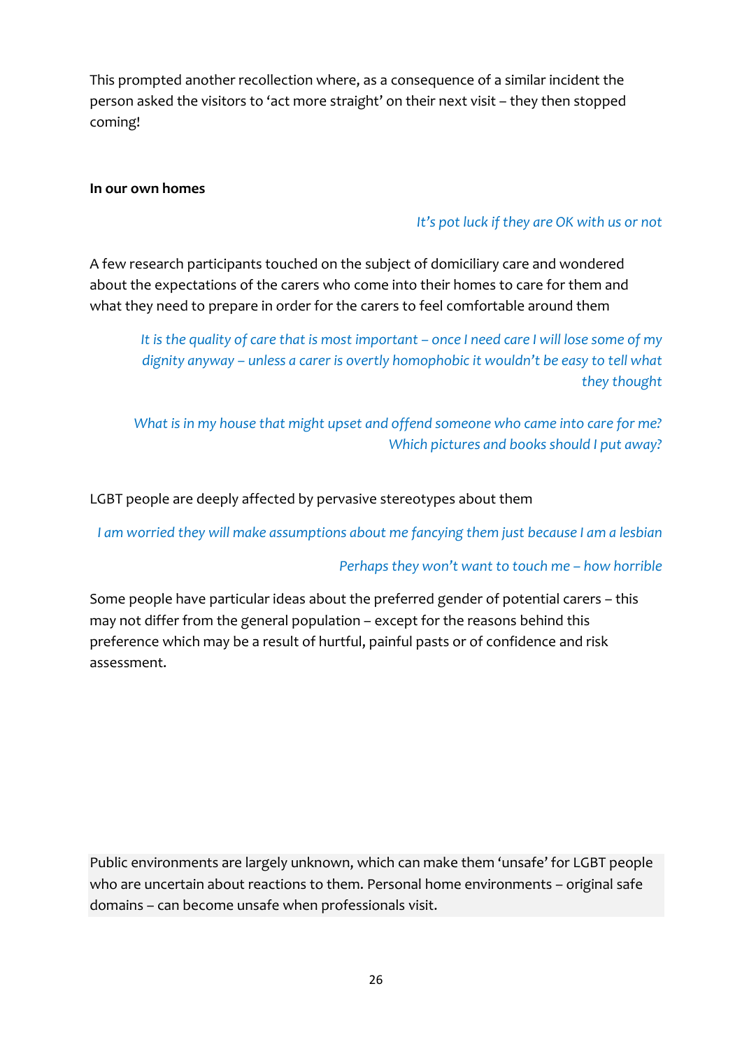This prompted another recollection where, as a consequence of a similar incident the person asked the visitors to 'act more straight' on their next visit – they then stopped coming!

**In our own homes**

*It's pot luck if they are OK with us or not*

A few research participants touched on the subject of domiciliary care and wondered about the expectations of the carers who come into their homes to care for them and what they need to prepare in order for the carers to feel comfortable around them

> *It is the quality of care that is most important – once I need care I will lose some of my dignity anyway – unless a carer is overtly homophobic it wouldn't be easy to tell what they thought*

> *What is in my house that might upset and offend someone who came into care for me? Which pictures and books should I put away?*

LGBT people are deeply affected by pervasive stereotypes about them

*I am worried they will make assumptions about me fancying them just because I am a lesbian*

*Perhaps they won't want to touch me – how horrible*

Some people have particular ideas about the preferred gender of potential carers – this may not differ from the general population – except for the reasons behind this preference which may be a result of hurtful, painful pasts or of confidence and risk assessment.

Public environments are largely unknown, which can make them 'unsafe' for LGBT people who are uncertain about reactions to them. Personal home environments – original safe domains – can become unsafe when professionals visit.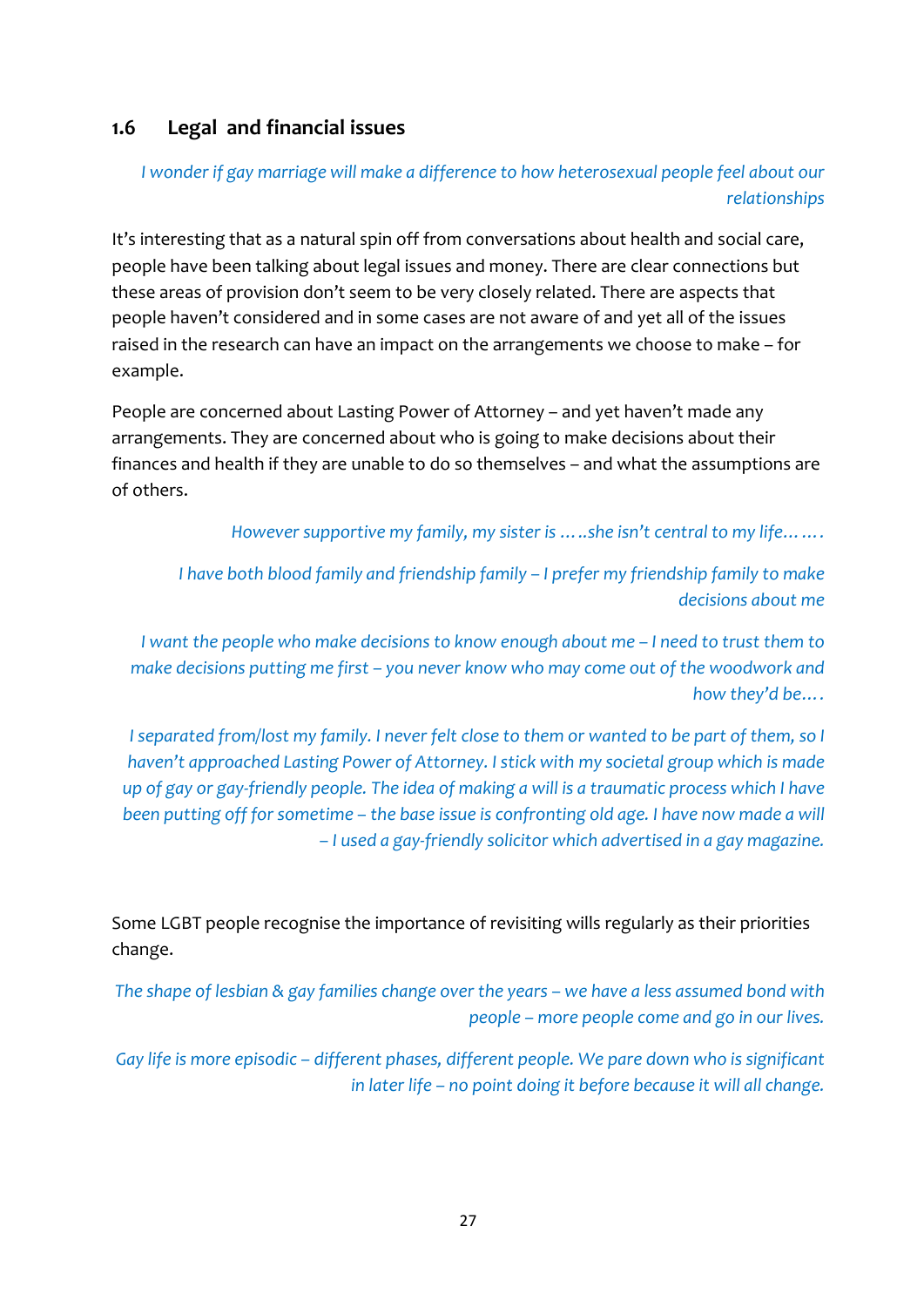## 1.6 Legal and financial issues

*I wonder if gay marriage will make a difference to how heterosexual people feel about our relationships*

It's interesting that as a natural spin off from conversations about health and social care, people have been talking about legal issues and money. There are clear connections but these areas of provision don't seem to be very closely related. There are aspects that people haven't considered and in some cases are not aware of and yet all of the issues raised in the research can have an impact on the arrangements we choose to make – for example.

People are concerned about Lasting Power of Attorney – and yet haven't made any arrangements. They are concerned about who is going to make decisions about their finances and health if they are unable to do so themselves – and what the assumptions are of others.

*However supportive my family, my sister is …..she isn't central to my life…….*

*I have both blood family and friendship family – I prefer my friendship family to make decisions about me*

*I want the people who make decisions to know enough about me – I need to trust them to make decisions putting me first – you never know who may come out of the woodwork and how they'd be….*

*I separated from/lost my family. I never felt close to them or wanted to be part of them, so I haven't approached Lasting Power of Attorney. I stick with my societal group which is made up of gay or gay-friendly people. The idea of making a will is a traumatic process which I have been putting off for sometime – the base issue is confronting old age. I have now made a will – I used a gay-friendly solicitor which advertised in a gay magazine.*

Some LGBT people recognise the importance of revisiting wills regularly as their priorities change.

*The shape of lesbian & gay families change over the years – we have a less assumed bond with people – more people come and go in our lives.*

*Gay life is more episodic – different phases, different people. We pare down who is significant in later life – no point doing it before because it will all change.*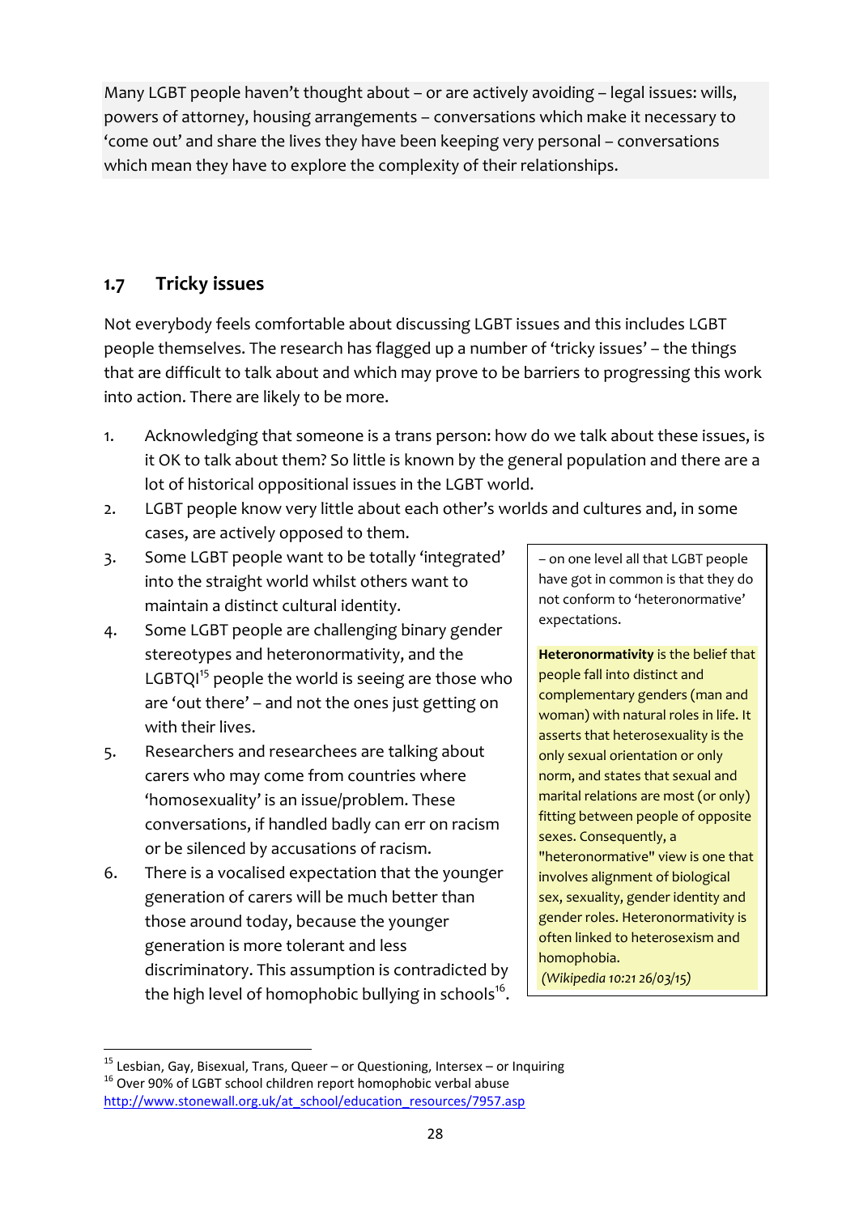Many LGBT people haven't thought about – or are actively avoiding – legal issues: wills, powers of attorney, housing arrangements – conversations which make it necessary to 'come out' and share the lives they have been keeping very personal – conversations which mean they have to explore the complexity of their relationships.

## 1.7 Tricky issues

Not everybody feels comfortable about discussing LGBT issues and this includes LGBT people themselves. The research has flagged up a number of 'tricky issues' – the things that are difficult to talk about and which may prove to be barriers to progressing this work into action. There are likely to be more.

1. Acknowledging that someone is a trans person: how do we talk about these issues, is it OK to talk about them? So little is known by the general population and there are a lot of historical oppositional issues in the LGBT world.
2. LGBT people know very little about each other's worlds and cultures and, in some cases, are actively opposed to them.
3. Some LGBT people want to be totally 'integrated' into the straight world whilst others want to maintain a distinct cultural identity.
4. Some LGBT people are challenging binary gender stereotypes and heteronormativity, and the LGBTQI[15] people the world is seeing are those who are 'out there' – and not the ones just getting on with their lives.
5. Researchers and researchees are talking about carers who may come from countries where 'homosexuality' is an issue/problem. These conversations, if handled badly can err on racism or be silenced by accusations of racism.
6. There is a vocalised expectation that the younger generation of carers will be much better than those around today, because the younger generation is more tolerant and less discriminatory. This assumption is contradicted by the high level of homophobic bullying in schools[16].

– on one level all that LGBT people have got in common is that they do not conform to 'heteronormative' expectations.

**Heteronormativity** is the belief that people fall into distinct and complementary genders (man and woman) with natural roles in life. It asserts that heterosexuality is the only sexual orientation or only norm, and states that sexual and marital relations are most (or only) fitting between people of opposite sexes. Consequently, a "heteronormative" view is one that involves alignment of biological sex, sexuality, gender identity and gender roles. Heteronormativity is often linked to heterosexism and homophobia.
*(Wikipedia 10:21 26/03/15)*

---

[15] Lesbian, Gay, Bisexual, Trans, Queer – or Questioning, Intersex – or Inquiring

[16] Over 90% of LGBT school children report homophobic verbal abuse http://www.stonewall.org.uk/at_school/education_resources/7957.asp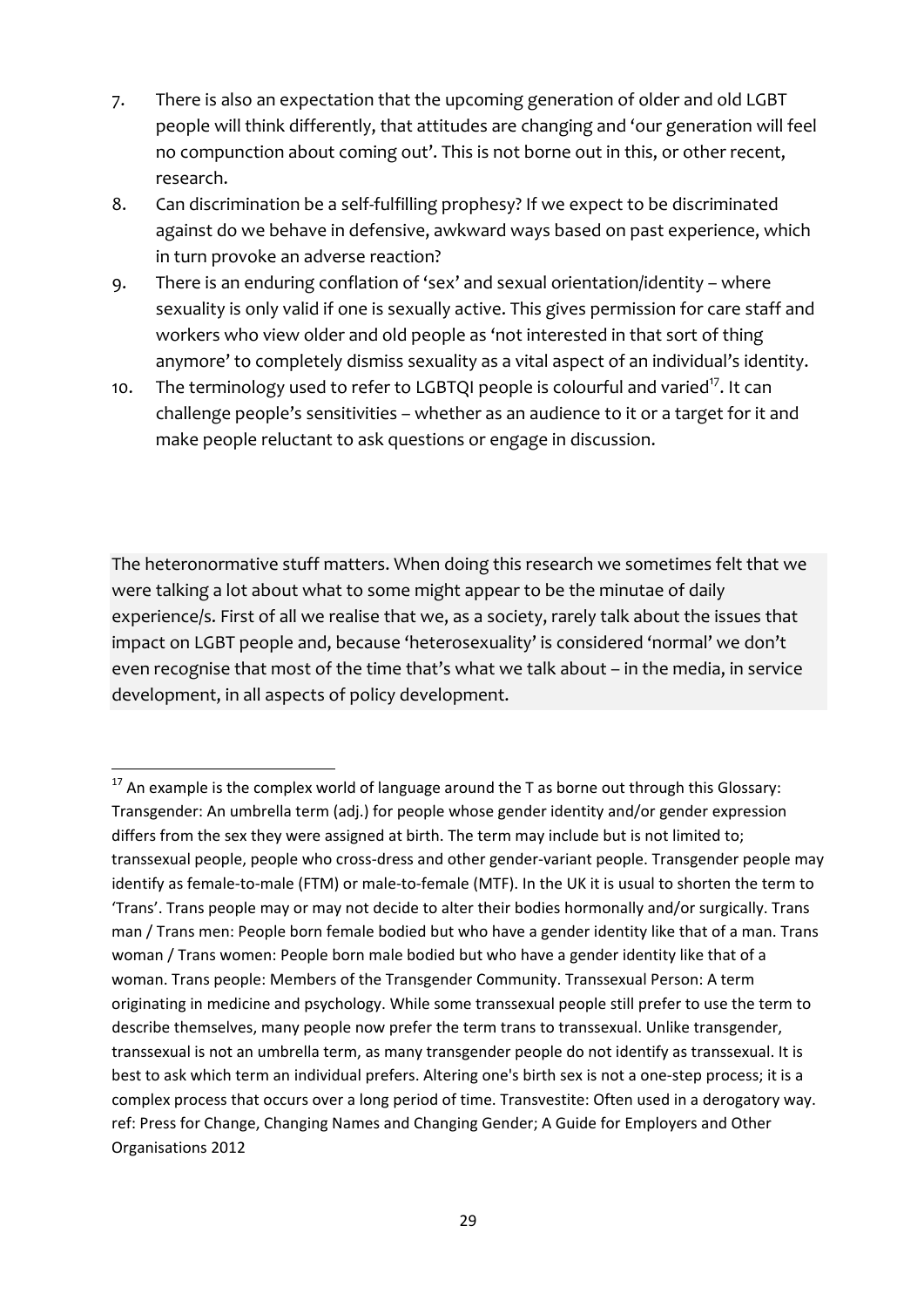7. There is also an expectation that the upcoming generation of older and old LGBT people will think differently, that attitudes are changing and 'our generation will feel no compunction about coming out'. This is not borne out in this, or other recent, research.
8. Can discrimination be a self-fulfilling prophesy? If we expect to be discriminated against do we behave in defensive, awkward ways based on past experience, which in turn provoke an adverse reaction?
9. There is an enduring conflation of 'sex' and sexual orientation/identity – where sexuality is only valid if one is sexually active. This gives permission for care staff and workers who view older and old people as 'not interested in that sort of thing anymore' to completely dismiss sexuality as a vital aspect of an individual's identity.
10. The terminology used to refer to LGBTQI people is colourful and varied[17]. It can challenge people's sensitivities – whether as an audience to it or a target for it and make people reluctant to ask questions or engage in discussion.

The heteronormative stuff matters. When doing this research we sometimes felt that we were talking a lot about what to some might appear to be the minutae of daily experience/s. First of all we realise that we, as a society, rarely talk about the issues that impact on LGBT people and, because 'heterosexuality' is considered 'normal' we don't even recognise that most of the time that's what we talk about – in the media, in service development, in all aspects of policy development.

---

[17] An example is the complex world of language around the T as borne out through this Glossary: Transgender: An umbrella term (adj.) for people whose gender identity and/or gender expression differs from the sex they were assigned at birth. The term may include but is not limited to; transsexual people, people who cross-dress and other gender-variant people. Transgender people may identify as female-to-male (FTM) or male-to-female (MTF). In the UK it is usual to shorten the term to 'Trans'. Trans people may or may not decide to alter their bodies hormonally and/or surgically. Trans man / Trans men: People born female bodied but who have a gender identity like that of a man. Trans woman / Trans women: People born male bodied but who have a gender identity like that of a woman. Trans people: Members of the Transgender Community. Transsexual Person: A term originating in medicine and psychology. While some transsexual people still prefer to use the term to describe themselves, many people now prefer the term trans to transsexual. Unlike transgender, transsexual is not an umbrella term, as many transgender people do not identify as transsexual. It is best to ask which term an individual prefers. Altering one's birth sex is not a one-step process; it is a complex process that occurs over a long period of time. Transvestite: Often used in a derogatory way. ref: Press for Change, Changing Names and Changing Gender; A Guide for Employers and Other Organisations 2012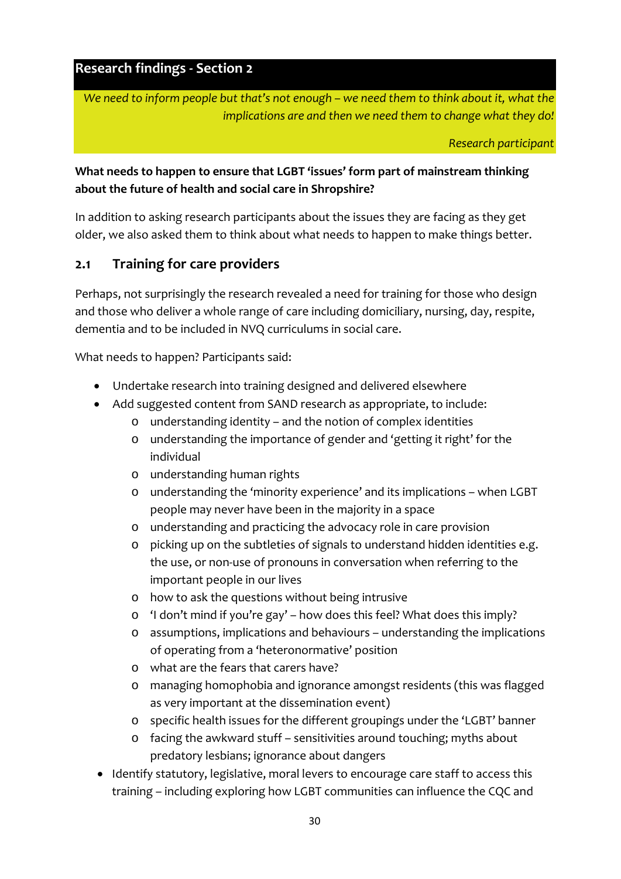## Research findings - Section 2

> *We need to inform people but that's not enough – we need them to think about it, what the implications are and then we need them to change what they do!*
>
> *Research participant*

**What needs to happen to ensure that LGBT 'issues' form part of mainstream thinking about the future of health and social care in Shropshire?**

In addition to asking research participants about the issues they are facing as they get older, we also asked them to think about what needs to happen to make things better.

### 2.1 Training for care providers

Perhaps, not surprisingly the research revealed a need for training for those who design and those who deliver a whole range of care including domiciliary, nursing, day, respite, dementia and to be included in NVQ curriculums in social care.

What needs to happen? Participants said:

- Undertake research into training designed and delivered elsewhere
- Add suggested content from SAND research as appropriate, to include:
  - understanding identity – and the notion of complex identities
  - understanding the importance of gender and 'getting it right' for the individual
  - understanding human rights
  - understanding the 'minority experience' and its implications – when LGBT people may never have been in the majority in a space
  - understanding and practicing the advocacy role in care provision
  - picking up on the subtleties of signals to understand hidden identities e.g. the use, or non-use of pronouns in conversation when referring to the important people in our lives
  - how to ask the questions without being intrusive
  - 'I don't mind if you're gay' – how does this feel? What does this imply?
  - assumptions, implications and behaviours – understanding the implications of operating from a 'heteronormative' position
  - what are the fears that carers have?
  - managing homophobia and ignorance amongst residents (this was flagged as very important at the dissemination event)
  - specific health issues for the different groupings under the 'LGBT' banner
  - facing the awkward stuff – sensitivities around touching; myths about predatory lesbians; ignorance about dangers
- Identify statutory, legislative, moral levers to encourage care staff to access this training – including exploring how LGBT communities can influence the CQC and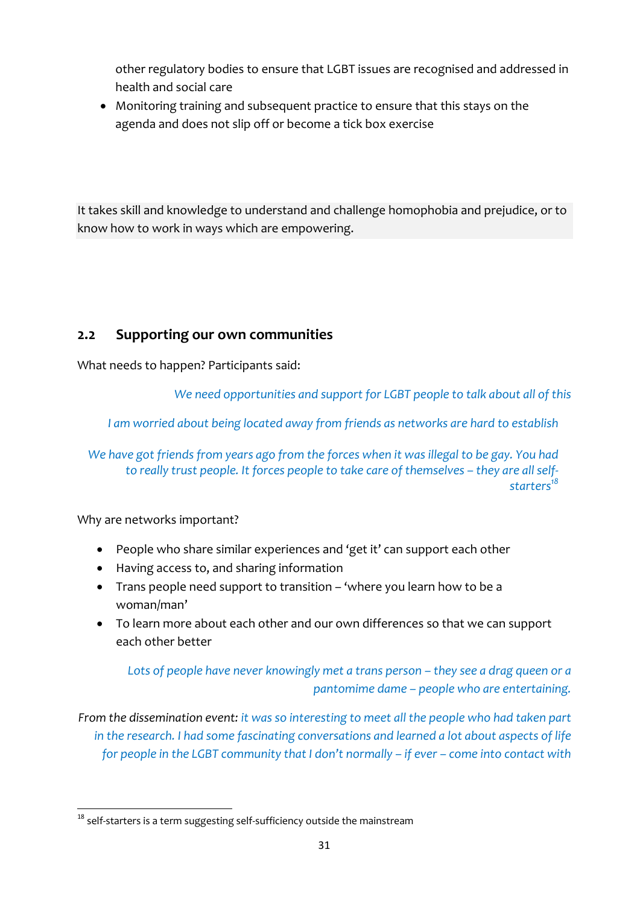other regulatory bodies to ensure that LGBT issues are recognised and addressed in health and social care
- Monitoring training and subsequent practice to ensure that this stays on the agenda and does not slip off or become a tick box exercise

It takes skill and knowledge to understand and challenge homophobia and prejudice, or to know how to work in ways which are empowering.

## 2.2 Supporting our own communities

What needs to happen? Participants said:

*We need opportunities and support for LGBT people to talk about all of this*

*I am worried about being located away from friends as networks are hard to establish*

*We have got friends from years ago from the forces when it was illegal to be gay. You had to really trust people. It forces people to take care of themselves – they are all self-starters*[18]

Why are networks important?

- People who share similar experiences and 'get it' can support each other
- Having access to, and sharing information
- Trans people need support to transition – 'where you learn how to be a woman/man'
- To learn more about each other and our own differences so that we can support each other better

*Lots of people have never knowingly met a trans person – they see a drag queen or a pantomime dame – people who are entertaining.*

*From the dissemination event: it was so interesting to meet all the people who had taken part in the research. I had some fascinating conversations and learned a lot about aspects of life for people in the LGBT community that I don't normally – if ever – come into contact with*

[18] self-starters is a term suggesting self-sufficiency outside the mainstream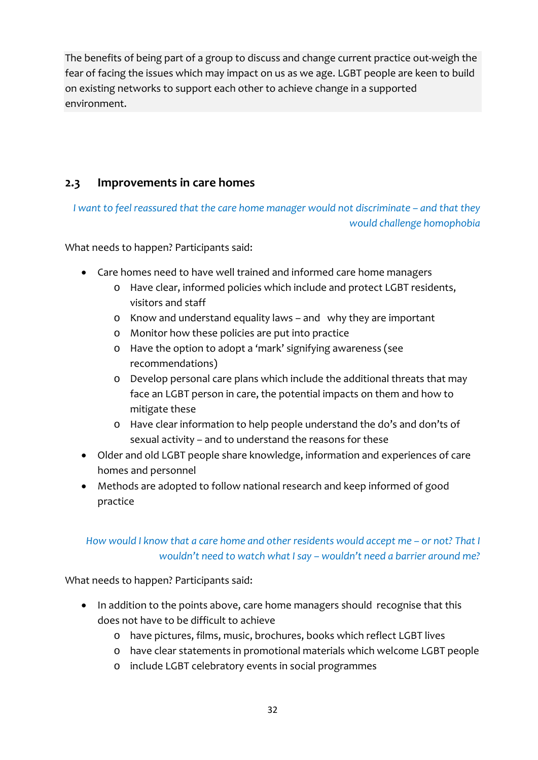The benefits of being part of a group to discuss and change current practice out-weigh the fear of facing the issues which may impact on us as we age. LGBT people are keen to build on existing networks to support each other to achieve change in a supported environment.

## 2.3 Improvements in care homes

*I want to feel reassured that the care home manager would not discriminate – and that they would challenge homophobia*

What needs to happen? Participants said:

- Care homes need to have well trained and informed care home managers
  - Have clear, informed policies which include and protect LGBT residents, visitors and staff
  - Know and understand equality laws – and why they are important
  - Monitor how these policies are put into practice
  - Have the option to adopt a 'mark' signifying awareness (see recommendations)
  - Develop personal care plans which include the additional threats that may face an LGBT person in care, the potential impacts on them and how to mitigate these
  - Have clear information to help people understand the do's and don'ts of sexual activity – and to understand the reasons for these
- Older and old LGBT people share knowledge, information and experiences of care homes and personnel
- Methods are adopted to follow national research and keep informed of good practice

*How would I know that a care home and other residents would accept me – or not? That I wouldn't need to watch what I say – wouldn't need a barrier around me?*

What needs to happen? Participants said:

- In addition to the points above, care home managers should recognise that this does not have to be difficult to achieve
  - have pictures, films, music, brochures, books which reflect LGBT lives
  - have clear statements in promotional materials which welcome LGBT people
  - include LGBT celebratory events in social programmes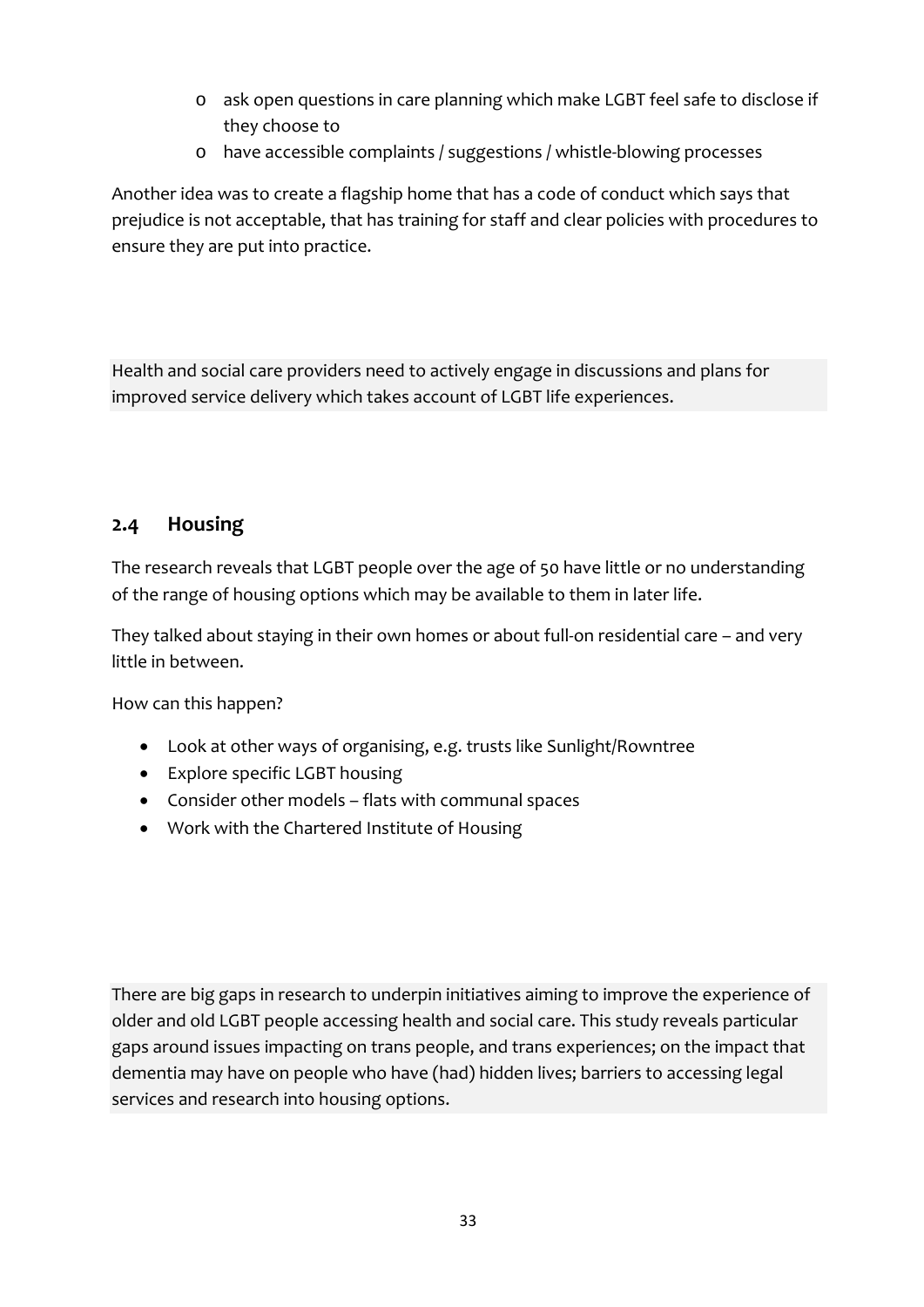- ask open questions in care planning which make LGBT feel safe to disclose if they choose to
- have accessible complaints / suggestions / whistle-blowing processes

Another idea was to create a flagship home that has a code of conduct which says that prejudice is not acceptable, that has training for staff and clear policies with procedures to ensure they are put into practice.

Health and social care providers need to actively engage in discussions and plans for improved service delivery which takes account of LGBT life experiences.

## 2.4 Housing

The research reveals that LGBT people over the age of 50 have little or no understanding of the range of housing options which may be available to them in later life.

They talked about staying in their own homes or about full-on residential care – and very little in between.

How can this happen?

- Look at other ways of organising, e.g. trusts like Sunlight/Rowntree
- Explore specific LGBT housing
- Consider other models – flats with communal spaces
- Work with the Chartered Institute of Housing

There are big gaps in research to underpin initiatives aiming to improve the experience of older and old LGBT people accessing health and social care. This study reveals particular gaps around issues impacting on trans people, and trans experiences; on the impact that dementia may have on people who have (had) hidden lives; barriers to accessing legal services and research into housing options.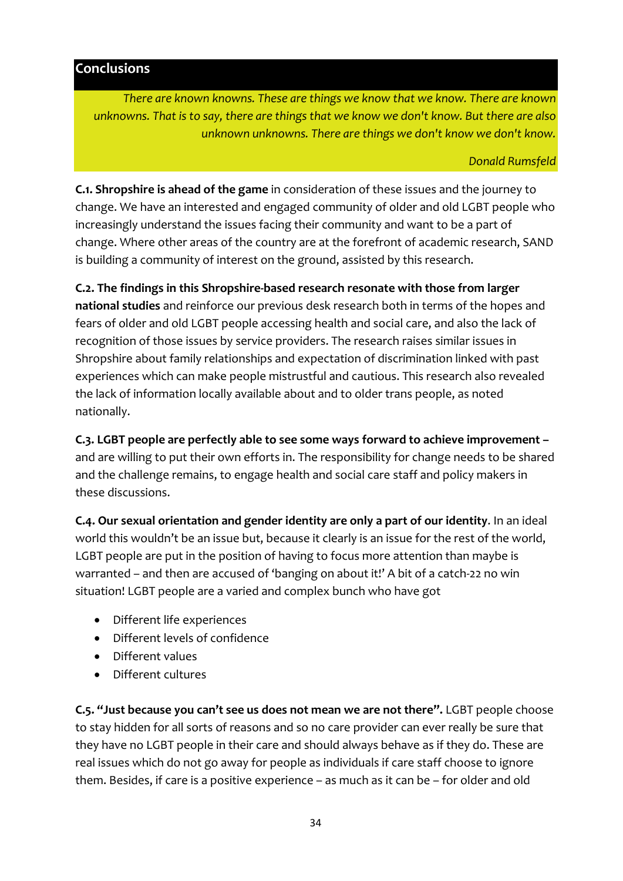## Conclusions

*There are known knowns. These are things we know that we know. There are known unknowns. That is to say, there are things that we know we don't know. But there are also unknown unknowns. There are things we don't know we don't know.*

*Donald Rumsfeld*

**C.1. Shropshire is ahead of the game** in consideration of these issues and the journey to change. We have an interested and engaged community of older and old LGBT people who increasingly understand the issues facing their community and want to be a part of change. Where other areas of the country are at the forefront of academic research, SAND is building a community of interest on the ground, assisted by this research.

**C.2. The findings in this Shropshire-based research resonate with those from larger national studies** and reinforce our previous desk research both in terms of the hopes and fears of older and old LGBT people accessing health and social care, and also the lack of recognition of those issues by service providers. The research raises similar issues in Shropshire about family relationships and expectation of discrimination linked with past experiences which can make people mistrustful and cautious. This research also revealed the lack of information locally available about and to older trans people, as noted nationally.

**C.3. LGBT people are perfectly able to see some ways forward to achieve improvement –** and are willing to put their own efforts in. The responsibility for change needs to be shared and the challenge remains, to engage health and social care staff and policy makers in these discussions.

**C.4. Our sexual orientation and gender identity are only a part of our identity**. In an ideal world this wouldn't be an issue but, because it clearly is an issue for the rest of the world, LGBT people are put in the position of having to focus more attention than maybe is warranted – and then are accused of 'banging on about it!' A bit of a catch-22 no win situation! LGBT people are a varied and complex bunch who have got

- Different life experiences
- Different levels of confidence
- Different values
- Different cultures

**C.5. "Just because you can't see us does not mean we are not there".** LGBT people choose to stay hidden for all sorts of reasons and so no care provider can ever really be sure that they have no LGBT people in their care and should always behave as if they do. These are real issues which do not go away for people as individuals if care staff choose to ignore them. Besides, if care is a positive experience – as much as it can be – for older and old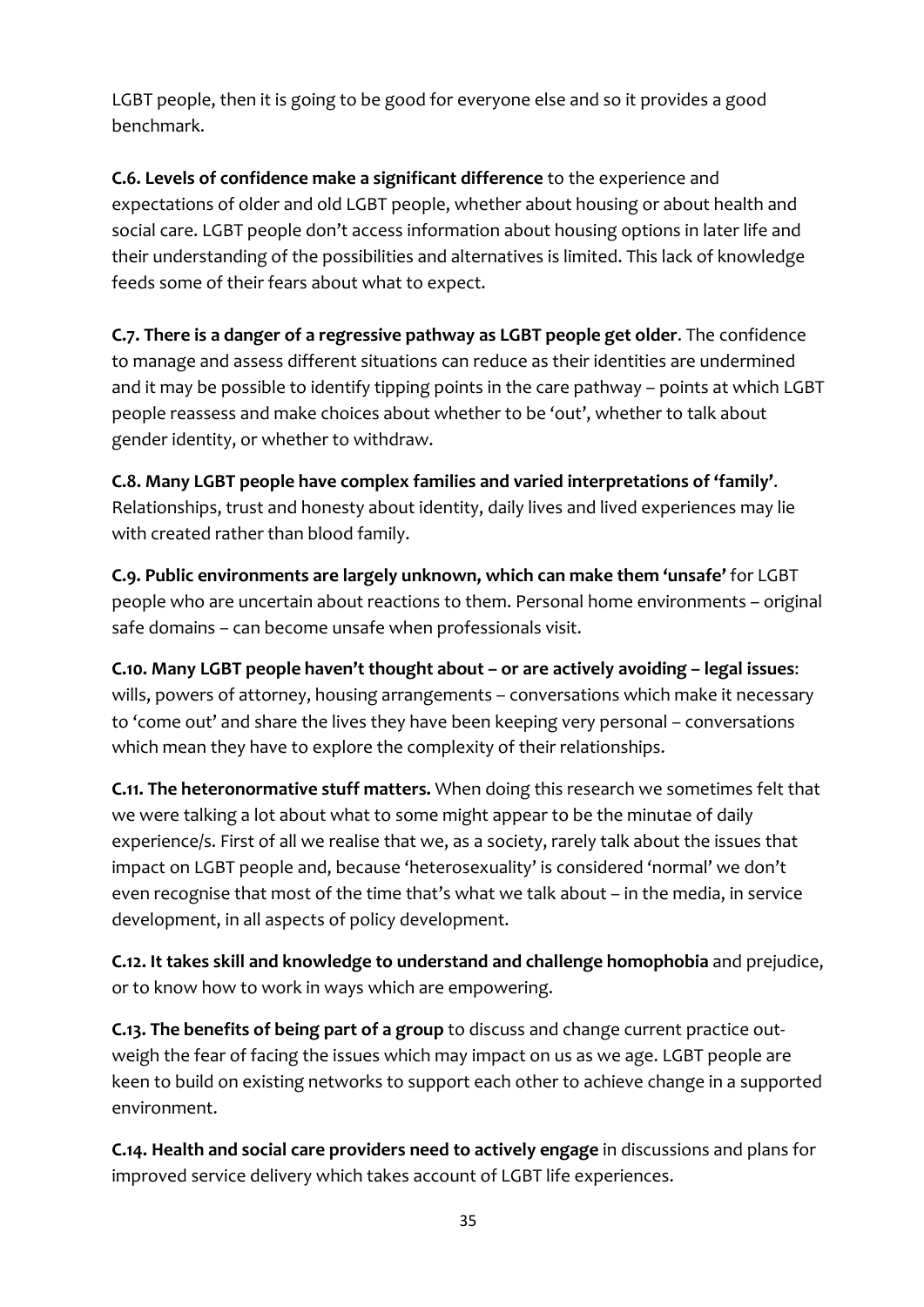LGBT people, then it is going to be good for everyone else and so it provides a good benchmark.

**C.6. Levels of confidence make a significant difference** to the experience and expectations of older and old LGBT people, whether about housing or about health and social care. LGBT people don't access information about housing options in later life and their understanding of the possibilities and alternatives is limited. This lack of knowledge feeds some of their fears about what to expect.

**C.7. There is a danger of a regressive pathway as LGBT people get older**. The confidence to manage and assess different situations can reduce as their identities are undermined and it may be possible to identify tipping points in the care pathway – points at which LGBT people reassess and make choices about whether to be 'out', whether to talk about gender identity, or whether to withdraw.

**C.8. Many LGBT people have complex families and varied interpretations of 'family'**. Relationships, trust and honesty about identity, daily lives and lived experiences may lie with created rather than blood family.

**C.9. Public environments are largely unknown, which can make them 'unsafe'** for LGBT people who are uncertain about reactions to them. Personal home environments – original safe domains – can become unsafe when professionals visit.

**C.10. Many LGBT people haven't thought about – or are actively avoiding – legal issues**: wills, powers of attorney, housing arrangements – conversations which make it necessary to 'come out' and share the lives they have been keeping very personal – conversations which mean they have to explore the complexity of their relationships.

**C.11. The heteronormative stuff matters.** When doing this research we sometimes felt that we were talking a lot about what to some might appear to be the minutae of daily experience/s. First of all we realise that we, as a society, rarely talk about the issues that impact on LGBT people and, because 'heterosexuality' is considered 'normal' we don't even recognise that most of the time that's what we talk about – in the media, in service development, in all aspects of policy development.

**C.12. It takes skill and knowledge to understand and challenge homophobia** and prejudice, or to know how to work in ways which are empowering.

**C.13. The benefits of being part of a group** to discuss and change current practice out-weigh the fear of facing the issues which may impact on us as we age. LGBT people are keen to build on existing networks to support each other to achieve change in a supported environment.

**C.14. Health and social care providers need to actively engage** in discussions and plans for improved service delivery which takes account of LGBT life experiences.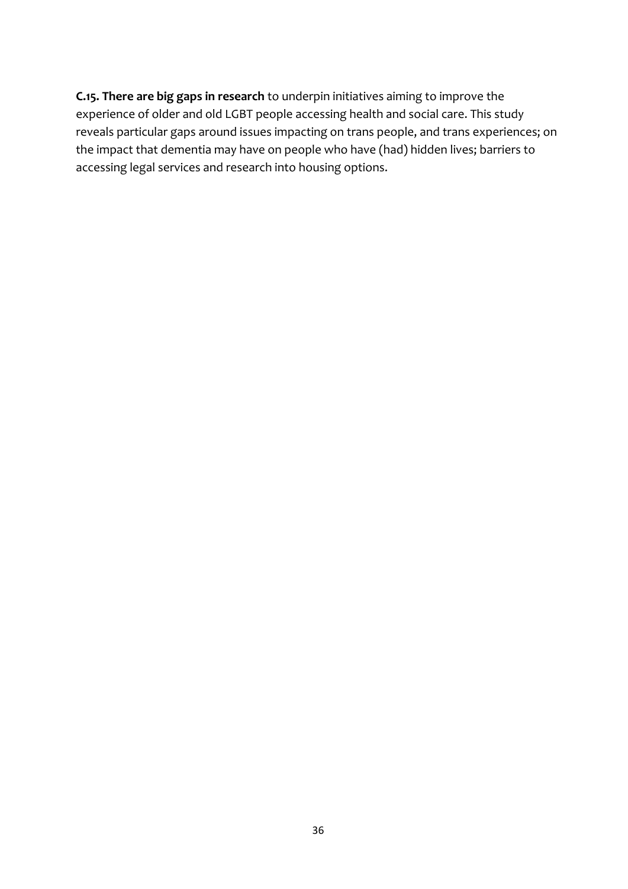**C.15. There are big gaps in research** to underpin initiatives aiming to improve the experience of older and old LGBT people accessing health and social care. This study reveals particular gaps around issues impacting on trans people, and trans experiences; on the impact that dementia may have on people who have (had) hidden lives; barriers to accessing legal services and research into housing options.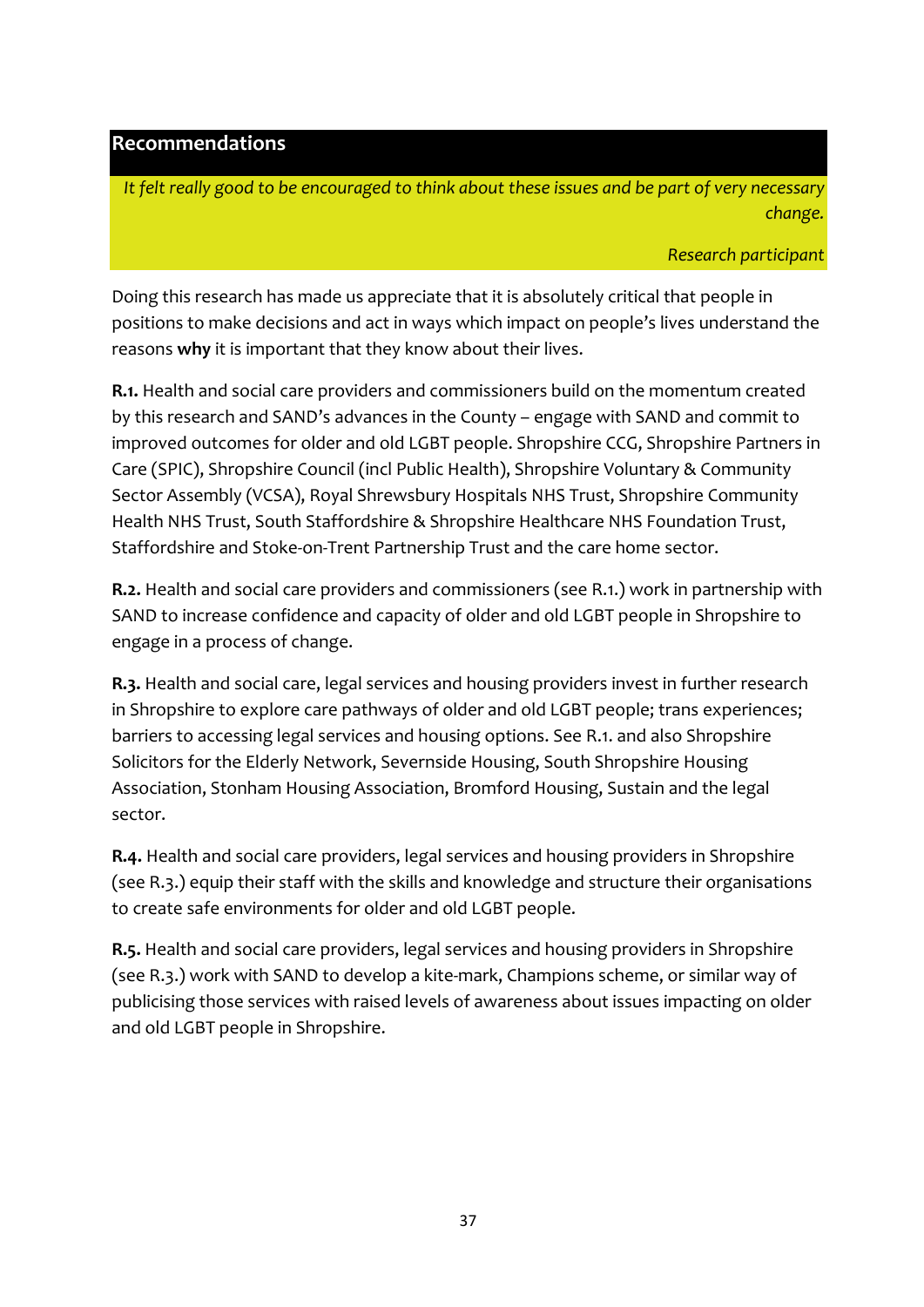## Recommendations

*It felt really good to be encouraged to think about these issues and be part of very necessary change.*

*Research participant*

Doing this research has made us appreciate that it is absolutely critical that people in positions to make decisions and act in ways which impact on people's lives understand the reasons **why** it is important that they know about their lives.

**R.1.** Health and social care providers and commissioners build on the momentum created by this research and SAND's advances in the County – engage with SAND and commit to improved outcomes for older and old LGBT people. Shropshire CCG, Shropshire Partners in Care (SPIC), Shropshire Council (incl Public Health), Shropshire Voluntary & Community Sector Assembly (VCSA), Royal Shrewsbury Hospitals NHS Trust, Shropshire Community Health NHS Trust, South Staffordshire & Shropshire Healthcare NHS Foundation Trust, Staffordshire and Stoke-on-Trent Partnership Trust and the care home sector.

**R.2.** Health and social care providers and commissioners (see R.1.) work in partnership with SAND to increase confidence and capacity of older and old LGBT people in Shropshire to engage in a process of change.

**R.3.** Health and social care, legal services and housing providers invest in further research in Shropshire to explore care pathways of older and old LGBT people; trans experiences; barriers to accessing legal services and housing options. See R.1. and also Shropshire Solicitors for the Elderly Network, Severnside Housing, South Shropshire Housing Association, Stonham Housing Association, Bromford Housing, Sustain and the legal sector.

**R.4.** Health and social care providers, legal services and housing providers in Shropshire (see R.3.) equip their staff with the skills and knowledge and structure their organisations to create safe environments for older and old LGBT people.

**R.5.** Health and social care providers, legal services and housing providers in Shropshire (see R.3.) work with SAND to develop a kite-mark, Champions scheme, or similar way of publicising those services with raised levels of awareness about issues impacting on older and old LGBT people in Shropshire.